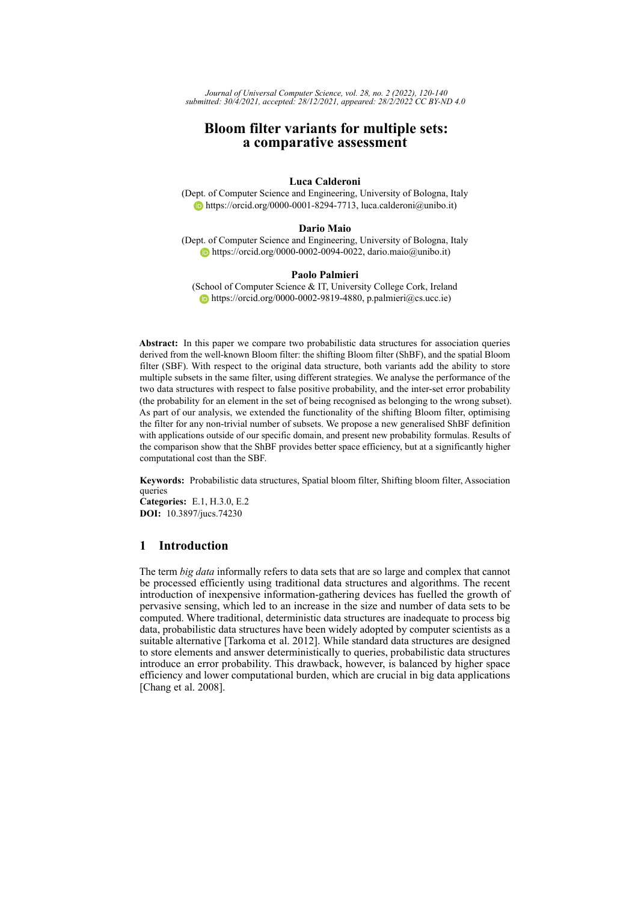# Bloom filter variants for multiple sets: a comparative assessment

**Luca Calderoni**
(Dept. of Computer Science and Engineering, University of Bologna, Italy
https://orcid.org/0000-0001-8294-7713, luca.calderoni@unibo.it)

**Dario Maio**
(Dept. of Computer Science and Engineering, University of Bologna, Italy
https://orcid.org/0000-0002-0094-0022, dario.maio@unibo.it)

**Paolo Palmieri**
(School of Computer Science & IT, University College Cork, Ireland
https://orcid.org/0000-0002-9819-4880, p.palmieri@cs.ucc.ie)

**Abstract:** In this paper we compare two probabilistic data structures for association queries derived from the well-known Bloom filter: the shifting Bloom filter (ShBF), and the spatial Bloom filter (SBF). With respect to the original data structure, both variants add the ability to store multiple subsets in the same filter, using different strategies. We analyse the performance of the two data structures with respect to false positive probability, and the inter-set error probability (the probability for an element in the set of being recognised as belonging to the wrong subset). As part of our analysis, we extended the functionality of the shifting Bloom filter, optimising the filter for any non-trivial number of subsets. We propose a new generalised ShBF definition with applications outside of our specific domain, and present new probability formulas. Results of the comparison show that the ShBF provides better space efficiency, but at a significantly higher computational cost than the SBF.

**Keywords:** Probabilistic data structures, Spatial bloom filter, Shifting bloom filter, Association queries
**Categories:** E.1, H.3.0, E.2
**DOI:** 10.3897/jucs.74230

## 1 Introduction

The term *big data* informally refers to data sets that are so large and complex that cannot be processed efficiently using traditional data structures and algorithms. The recent introduction of inexpensive information-gathering devices has fuelled the growth of pervasive sensing, which led to an increase in the size and number of data sets to be computed. Where traditional, deterministic data structures are inadequate to process big data, probabilistic data structures have been widely adopted by computer scientists as a suitable alternative [Tarkoma et al. 2012]. While standard data structures are designed to store elements and answer deterministically to queries, probabilistic data structures introduce an error probability. This drawback, however, is balanced by higher space efficiency and lower computational burden, which are crucial in big data applications [Chang et al. 2008].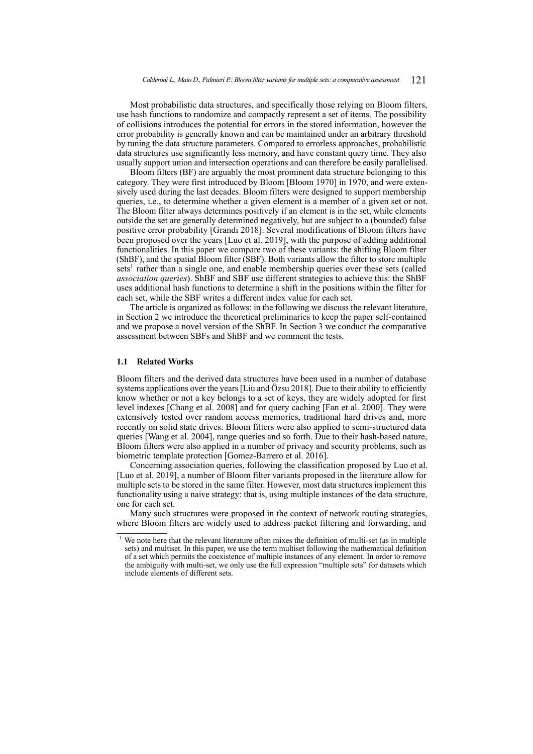Most probabilistic data structures, and specifically those relying on Bloom filters, use hash functions to randomize and compactly represent a set of items. The possibility of collisions introduces the potential for errors in the stored information, however the error probability is generally known and can be maintained under an arbitrary threshold by tuning the data structure parameters. Compared to errorless approaches, probabilistic data structures use significantly less memory, and have constant query time. They also usually support union and intersection operations and can therefore be easily parallelised.

Bloom filters (BF) are arguably the most prominent data structure belonging to this category. They were first introduced by Bloom [Bloom 1970] in 1970, and were extensively used during the last decades. Bloom filters were designed to support membership queries, i.e., to determine whether a given element is a member of a given set or not. The Bloom filter always determines positively if an element is in the set, while elements outside the set are generally determined negatively, but are subject to a (bounded) false positive error probability [Grandi 2018]. Several modifications of Bloom filters have been proposed over the years [Luo et al. 2019], with the purpose of adding additional functionalities. In this paper we compare two of these variants: the shifting Bloom filter (ShBF), and the spatial Bloom filter (SBF). Both variants allow the filter to store multiple sets[1] rather than a single one, and enable membership queries over these sets (called *association queries*). ShBF and SBF use different strategies to achieve this: the ShBF uses additional hash functions to determine a shift in the positions within the filter for each set, while the SBF writes a different index value for each set.

The article is organized as follows: in the following we discuss the relevant literature, in Section 2 we introduce the theoretical preliminaries to keep the paper self-contained and we propose a novel version of the ShBF. In Section 3 we conduct the comparative assessment between SBFs and ShBF and we comment the tests.

### 1.1 Related Works

Bloom filters and the derived data structures have been used in a number of database systems applications over the years [Liu and Özsu 2018]. Due to their ability to efficiently know whether or not a key belongs to a set of keys, they are widely adopted for first level indexes [Chang et al. 2008] and for query caching [Fan et al. 2000]. They were extensively tested over random access memories, traditional hard drives and, more recently on solid state drives. Bloom filters were also applied to semi-structured data queries [Wang et al. 2004], range queries and so forth. Due to their hash-based nature, Bloom filters were also applied in a number of privacy and security problems, such as biometric template protection [Gomez-Barrero et al. 2016].

Concerning association queries, following the classification proposed by Luo et al. [Luo et al. 2019], a number of Bloom filter variants proposed in the literature allow for multiple sets to be stored in the same filter. However, most data structures implement this functionality using a naive strategy: that is, using multiple instances of the data structure, one for each set.

Many such structures were proposed in the context of network routing strategies, where Bloom filters are widely used to address packet filtering and forwarding, and

[1] We note here that the relevant literature often mixes the definition of multi-set (as in multiple sets) and multiset. In this paper, we use the term multiset following the mathematical definition of a set which permits the coexistence of multiple instances of any element. In order to remove the ambiguity with multi-set, we only use the full expression "multiple sets" for datasets which include elements of different sets.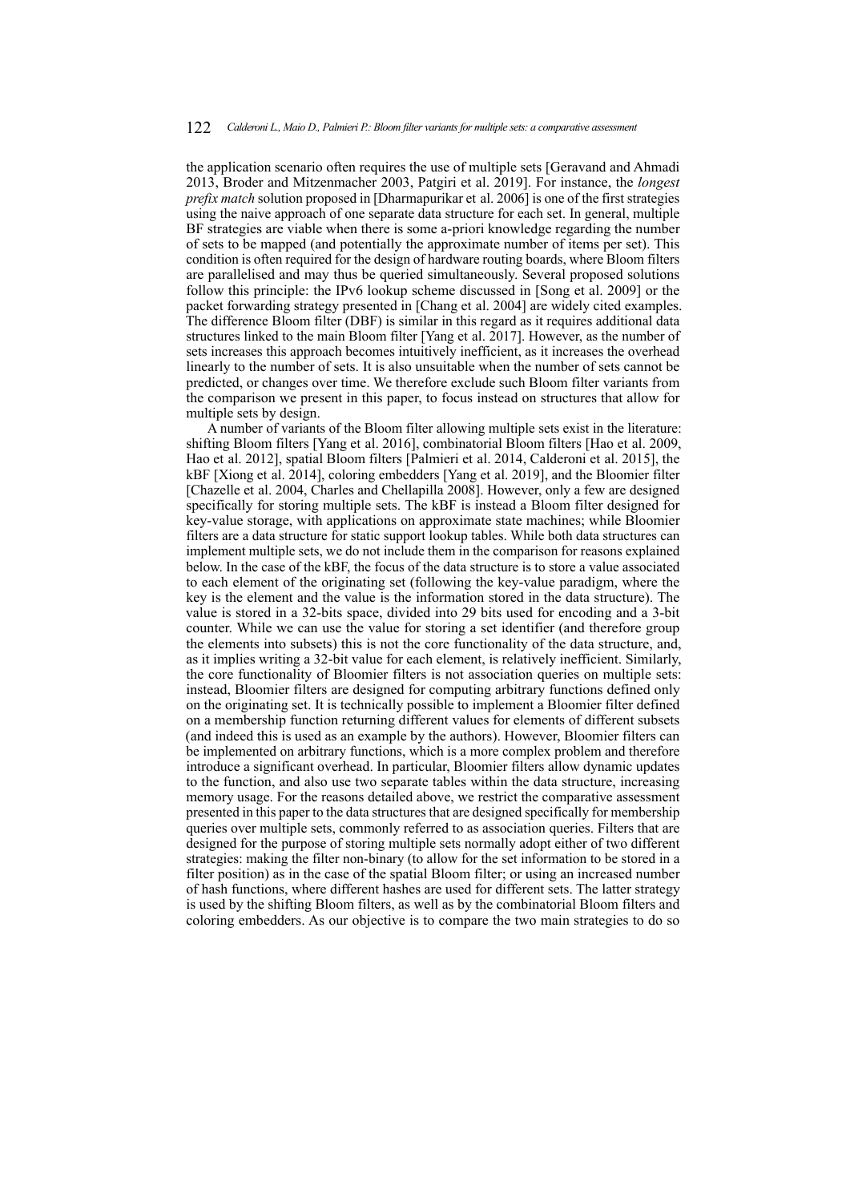the application scenario often requires the use of multiple sets [Geravand and Ahmadi 2013, Broder and Mitzenmacher 2003, Patgiri et al. 2019]. For instance, the *longest prefix match* solution proposed in [Dharmapurikar et al. 2006] is one of the first strategies using the naive approach of one separate data structure for each set. In general, multiple BF strategies are viable when there is some a-priori knowledge regarding the number of sets to be mapped (and potentially the approximate number of items per set). This condition is often required for the design of hardware routing boards, where Bloom filters are parallelised and may thus be queried simultaneously. Several proposed solutions follow this principle: the IPv6 lookup scheme discussed in [Song et al. 2009] or the packet forwarding strategy presented in [Chang et al. 2004] are widely cited examples. The difference Bloom filter (DBF) is similar in this regard as it requires additional data structures linked to the main Bloom filter [Yang et al. 2017]. However, as the number of sets increases this approach becomes intuitively inefficient, as it increases the overhead linearly to the number of sets. It is also unsuitable when the number of sets cannot be predicted, or changes over time. We therefore exclude such Bloom filter variants from the comparison we present in this paper, to focus instead on structures that allow for multiple sets by design.

A number of variants of the Bloom filter allowing multiple sets exist in the literature: shifting Bloom filters [Yang et al. 2016], combinatorial Bloom filters [Hao et al. 2009, Hao et al. 2012], spatial Bloom filters [Palmieri et al. 2014, Calderoni et al. 2015], the kBF [Xiong et al. 2014], coloring embedders [Yang et al. 2019], and the Bloomier filter [Chazelle et al. 2004, Charles and Chellapilla 2008]. However, only a few are designed specifically for storing multiple sets. The kBF is instead a Bloom filter designed for key-value storage, with applications on approximate state machines; while Bloomier filters are a data structure for static support lookup tables. While both data structures can implement multiple sets, we do not include them in the comparison for reasons explained below. In the case of the kBF, the focus of the data structure is to store a value associated to each element of the originating set (following the key-value paradigm, where the key is the element and the value is the information stored in the data structure). The value is stored in a 32-bits space, divided into 29 bits used for encoding and a 3-bit counter. While we can use the value for storing a set identifier (and therefore group the elements into subsets) this is not the core functionality of the data structure, and, as it implies writing a 32-bit value for each element, is relatively inefficient. Similarly, the core functionality of Bloomier filters is not association queries on multiple sets: instead, Bloomier filters are designed for computing arbitrary functions defined only on the originating set. It is technically possible to implement a Bloomier filter defined on a membership function returning different values for elements of different subsets (and indeed this is used as an example by the authors). However, Bloomier filters can be implemented on arbitrary functions, which is a more complex problem and therefore introduce a significant overhead. In particular, Bloomier filters allow dynamic updates to the function, and also use two separate tables within the data structure, increasing memory usage. For the reasons detailed above, we restrict the comparative assessment presented in this paper to the data structures that are designed specifically for membership queries over multiple sets, commonly referred to as association queries. Filters that are designed for the purpose of storing multiple sets normally adopt either of two different strategies: making the filter non-binary (to allow for the set information to be stored in a filter position) as in the case of the spatial Bloom filter; or using an increased number of hash functions, where different hashes are used for different sets. The latter strategy is used by the shifting Bloom filters, as well as by the combinatorial Bloom filters and coloring embedders. As our objective is to compare the two main strategies to do so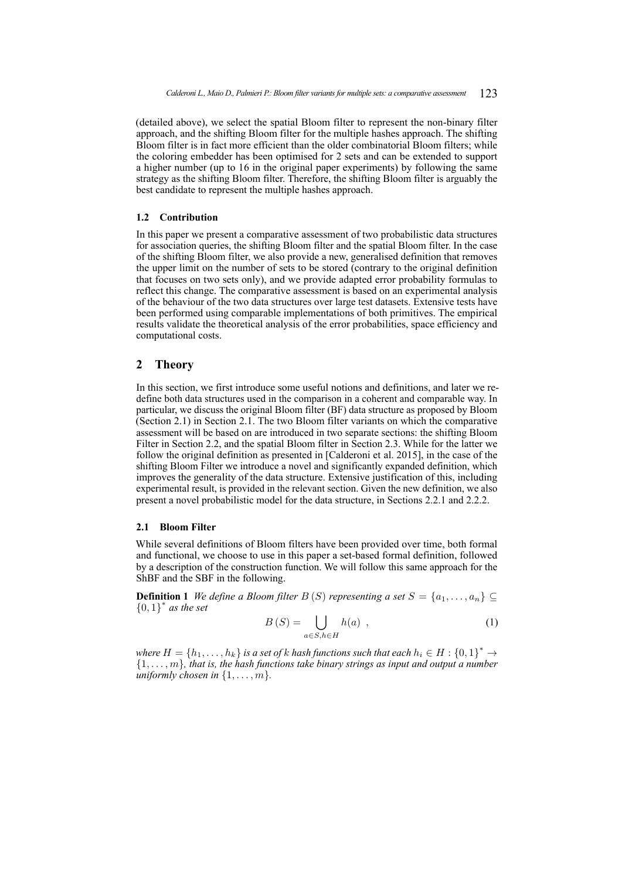(detailed above), we select the spatial Bloom filter to represent the non-binary filter approach, and the shifting Bloom filter for the multiple hashes approach. The shifting Bloom filter is in fact more efficient than the older combinatorial Bloom filters; while the coloring embedder has been optimised for 2 sets and can be extended to support a higher number (up to 16 in the original paper experiments) by following the same strategy as the shifting Bloom filter. Therefore, the shifting Bloom filter is arguably the best candidate to represent the multiple hashes approach.

### 1.2 Contribution

In this paper we present a comparative assessment of two probabilistic data structures for association queries, the shifting Bloom filter and the spatial Bloom filter. In the case of the shifting Bloom filter, we also provide a new, generalised definition that removes the upper limit on the number of sets to be stored (contrary to the original definition that focuses on two sets only), and we provide adapted error probability formulas to reflect this change. The comparative assessment is based on an experimental analysis of the behaviour of the two data structures over large test datasets. Extensive tests have been performed using comparable implementations of both primitives. The empirical results validate the theoretical analysis of the error probabilities, space efficiency and computational costs.

## 2 Theory

In this section, we first introduce some useful notions and definitions, and later we redefine both data structures used in the comparison in a coherent and comparable way. In particular, we discuss the original Bloom filter (BF) data structure as proposed by Bloom (Section 2.1) in Section 2.1. The two Bloom filter variants on which the comparative assessment will be based on are introduced in two separate sections: the shifting Bloom Filter in Section 2.2, and the spatial Bloom filter in Section 2.3. While for the latter we follow the original definition as presented in [Calderoni et al. 2015], in the case of the shifting Bloom Filter we introduce a novel and significantly expanded definition, which improves the generality of the data structure. Extensive justification of this, including experimental result, is provided in the relevant section. Given the new definition, we also present a novel probabilistic model for the data structure, in Sections 2.2.1 and 2.2.2.

### 2.1 Bloom Filter

While several definitions of Bloom filters have been provided over time, both formal and functional, we choose to use in this paper a set-based formal definition, followed by a description of the construction function. We will follow this same approach for the ShBF and the SBF in the following.

**Definition 1** *We define a Bloom filter $B(S)$ representing a set $S = \{a_1, \dots, a_n\} \subseteq \{0,1\}^*$ as the set*

$$B(S) = \bigcup_{a \in S, h \in H} h(a) \ , \tag{1}$$

*where $H = \{h_1, \dots, h_k\}$ is a set of $k$ hash functions such that each $h_i \in H : \{0,1\}^* \to \{1, \dots, m\}$, that is, the hash functions take binary strings as input and output a number uniformly chosen in $\{1, \dots, m\}$.*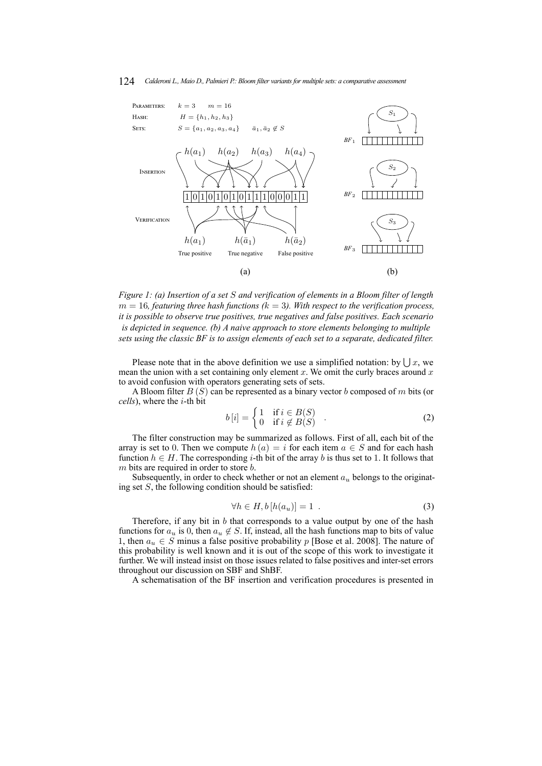Figure 1: (a) Insertion of a set $S$ and verification of elements in a Bloom filter of length $m = 16$, featuring three hash functions ($k = 3$). With respect to the verification process, it is possible to observe true positives, true negatives and false positives. Each scenario is depicted in sequence. (b) A naive approach to store elements belonging to multiple sets using the classic BF is to assign elements of each set to a separate, dedicated filter.

Please note that in the above definition we use a simplified notation: by $\bigcup x$, we mean the union with a set containing only element $x$. We omit the curly braces around $x$ to avoid confusion with operators generating sets of sets.

A Bloom filter $B(S)$ can be represented as a binary vector $b$ composed of $m$ bits (or *cells*), where the $i$-th bit

$$b[i] = \begin{cases} 1 & \text{if } i \in B(S) \\ 0 & \text{if } i \notin B(S) \end{cases} \quad . \tag{2}$$

The filter construction may be summarized as follows. First of all, each bit of the array is set to 0. Then we compute $h(a) = i$ for each item $a \in S$ and for each hash function $h \in H$. The corresponding $i$-th bit of the array $b$ is thus set to 1. It follows that $m$ bits are required in order to store $b$.

Subsequently, in order to check whether or not an element $a_u$ belongs to the originating set $S$, the following condition should be satisfied:

$$\forall h \in H, b[h(a_u)] = 1 \ . \tag{3}$$

Therefore, if any bit in $b$ that corresponds to a value output by one of the hash functions for $a_u$ is 0, then $a_u \notin S$. If, instead, all the hash functions map to bits of value 1, then $a_u \in S$ minus a false positive probability $p$ [Bose et al. 2008]. The nature of this probability is well known and it is out of the scope of this work to investigate it further. We will instead insist on those issues related to false positives and inter-set errors throughout our discussion on SBF and ShBF.

A schematisation of the BF insertion and verification procedures is presented in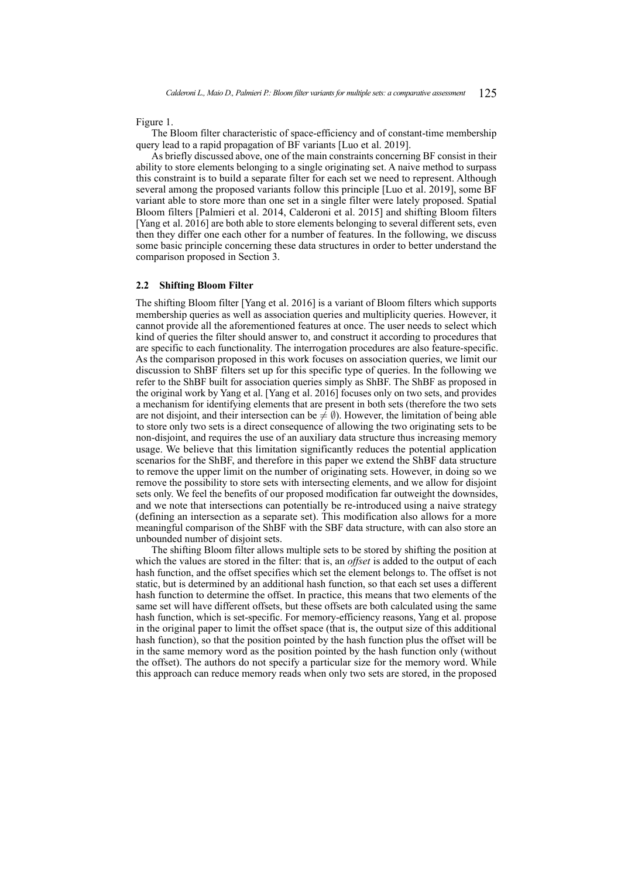Figure 1.

The Bloom filter characteristic of space-efficiency and of constant-time membership query lead to a rapid propagation of BF variants [Luo et al. 2019].

As briefly discussed above, one of the main constraints concerning BF consist in their ability to store elements belonging to a single originating set. A naive method to surpass this constraint is to build a separate filter for each set we need to represent. Although several among the proposed variants follow this principle [Luo et al. 2019], some BF variant able to store more than one set in a single filter were lately proposed. Spatial Bloom filters [Palmieri et al. 2014, Calderoni et al. 2015] and shifting Bloom filters [Yang et al. 2016] are both able to store elements belonging to several different sets, even then they differ one each other for a number of features. In the following, we discuss some basic principle concerning these data structures in order to better understand the comparison proposed in Section 3.

### 2.2 Shifting Bloom Filter

The shifting Bloom filter [Yang et al. 2016] is a variant of Bloom filters which supports membership queries as well as association queries and multiplicity queries. However, it cannot provide all the aforementioned features at once. The user needs to select which kind of queries the filter should answer to, and construct it according to procedures that are specific to each functionality. The interrogation procedures are also feature-specific. As the comparison proposed in this work focuses on association queries, we limit our discussion to ShBF filters set up for this specific type of queries. In the following we refer to the ShBF built for association queries simply as ShBF. The ShBF as proposed in the original work by Yang et al. [Yang et al. 2016] focuses only on two sets, and provides a mechanism for identifying elements that are present in both sets (therefore the two sets are not disjoint, and their intersection can be $\neq \emptyset$). However, the limitation of being able to store only two sets is a direct consequence of allowing the two originating sets to be non-disjoint, and requires the use of an auxiliary data structure thus increasing memory usage. We believe that this limitation significantly reduces the potential application scenarios for the ShBF, and therefore in this paper we extend the ShBF data structure to remove the upper limit on the number of originating sets. However, in doing so we remove the possibility to store sets with intersecting elements, and we allow for disjoint sets only. We feel the benefits of our proposed modification far outweight the downsides, and we note that intersections can potentially be re-introduced using a naive strategy (defining an intersection as a separate set). This modification also allows for a more meaningful comparison of the ShBF with the SBF data structure, with can also store an unbounded number of disjoint sets.

The shifting Bloom filter allows multiple sets to be stored by shifting the position at which the values are stored in the filter: that is, an *offset* is added to the output of each hash function, and the offset specifies which set the element belongs to. The offset is not static, but is determined by an additional hash function, so that each set uses a different hash function to determine the offset. In practice, this means that two elements of the same set will have different offsets, but these offsets are both calculated using the same hash function, which is set-specific. For memory-efficiency reasons, Yang et al. propose in the original paper to limit the offset space (that is, the output size of this additional hash function), so that the position pointed by the hash function plus the offset will be in the same memory word as the position pointed by the hash function only (without the offset). The authors do not specify a particular size for the memory word. While this approach can reduce memory reads when only two sets are stored, in the proposed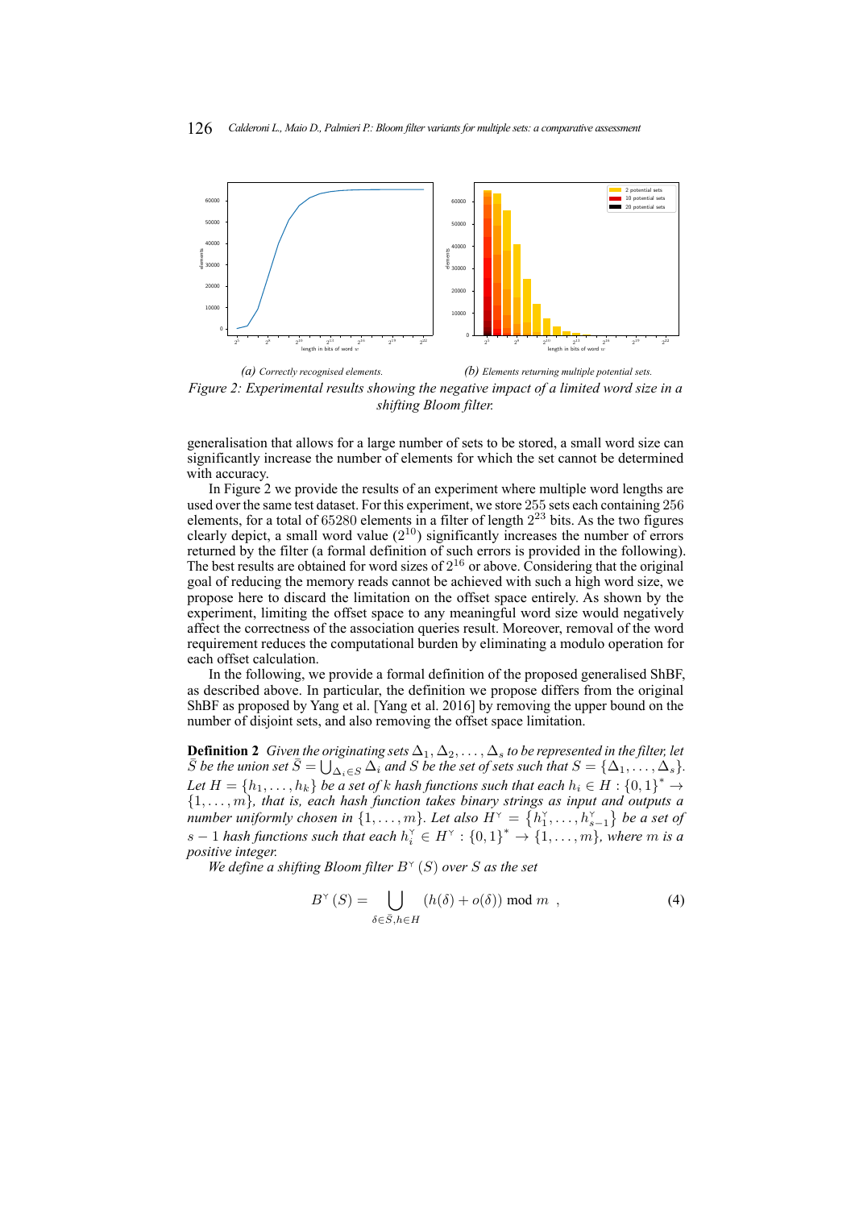*(a) Correctly recognised elements.*

*(b) Elements returning multiple potential sets.*

*Figure 2: Experimental results showing the negative impact of a limited word size in a shifting Bloom filter.*

generalisation that allows for a large number of sets to be stored, a small word size can significantly increase the number of elements for which the set cannot be determined with accuracy.

In Figure 2 we provide the results of an experiment where multiple word lengths are used over the same test dataset. For this experiment, we store 255 sets each containing 256 elements, for a total of 65280 elements in a filter of length $2^{23}$ bits. As the two figures clearly depict, a small word value ($2^{10}$) significantly increases the number of errors returned by the filter (a formal definition of such errors is provided in the following). The best results are obtained for word sizes of $2^{16}$ or above. Considering that the original goal of reducing the memory reads cannot be achieved with such a high word size, we propose here to discard the limitation on the offset space entirely. As shown by the experiment, limiting the offset space to any meaningful word size would negatively affect the correctness of the association queries result. Moreover, removal of the word requirement reduces the computational burden by eliminating a modulo operation for each offset calculation.

In the following, we provide a formal definition of the proposed generalised ShBF, as described above. In particular, the definition we propose differs from the original ShBF as proposed by Yang et al. [Yang et al. 2016] by removing the upper bound on the number of disjoint sets, and also removing the offset space limitation.

**Definition 2** *Given the originating sets $\Delta_1, \Delta_2, \ldots, \Delta_s$ to be represented in the filter, let $\bar{S}$ be the union set $\bar{S} = \bigcup_{\Delta_i \in S} \Delta_i$ and $S$ be the set of sets such that $S = \{\Delta_1, \ldots, \Delta_s\}$. Let $H = \{h_1, \ldots, h_k\}$ be a set of $k$ hash functions such that each $h_i \in H : \{0,1\}^* \rightarrow \{1, \ldots, m\}$, that is, each hash function takes binary strings as input and outputs a number uniformly chosen in $\{1, \ldots, m\}$. Let also $H^{\curlyvee} = \{h^{\curlyvee}_1, \ldots, h^{\curlyvee}_{s-1}\}$ be a set of $s-1$ hash functions such that each $h^{\curlyvee}_i \in H^{\curlyvee} : \{0,1\}^* \rightarrow \{1, \ldots, m\}$, where $m$ is a positive integer.*

*We define a shifting Bloom filter $B^{\curlyvee}(S)$ over $S$ as the set*

$$B^{\curlyvee}(S) = \bigcup_{\delta \in \bar{S}, h \in H} (h(\delta) + o(\delta)) \bmod m \ , \tag{4}$$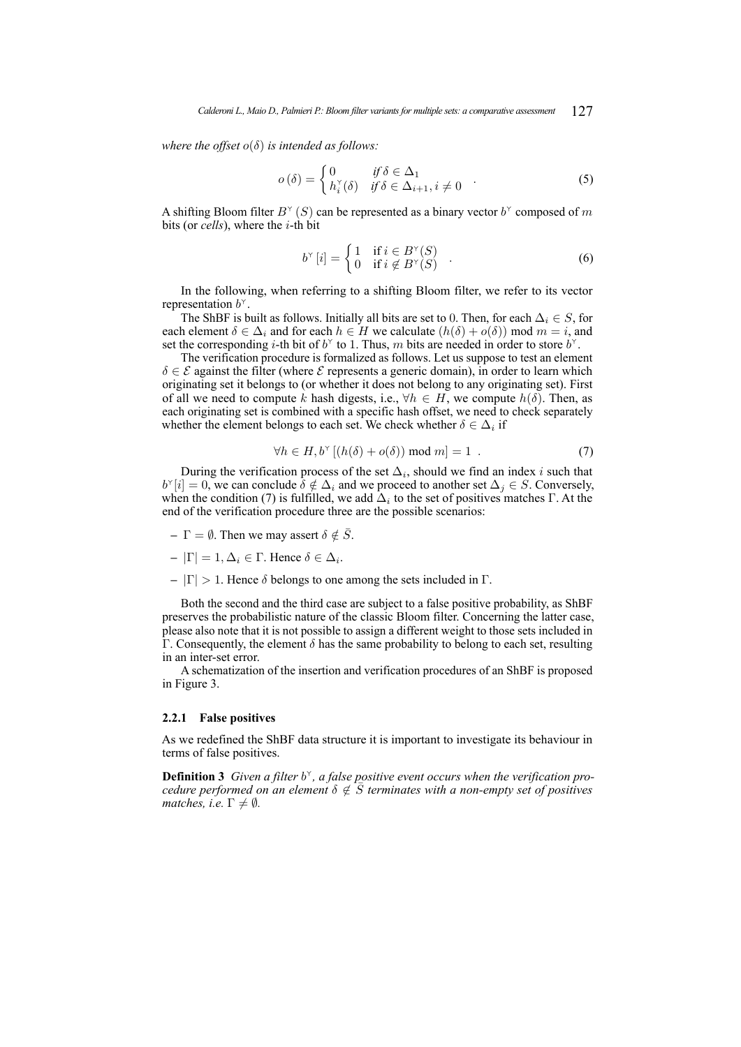*where the offset $o(\delta)$ is intended as follows:*

$$o(\delta) = \begin{cases} 0 & \text{if } \delta \in \Delta_1 \\ h_i^{\curlyvee}(\delta) & \text{if } \delta \in \Delta_{i+1}, i \neq 0 \end{cases} . \tag{5}$$

A shifting Bloom filter $B^{\curlyvee}(S)$ can be represented as a binary vector $b^{\curlyvee}$ composed of $m$ bits (or *cells*), where the $i$-th bit

$$b^{\curlyvee}[i] = \begin{cases} 1 & \text{if } i \in B^{\curlyvee}(S) \\ 0 & \text{if } i \notin B^{\curlyvee}(S) \end{cases} . \tag{6}$$

In the following, when referring to a shifting Bloom filter, we refer to its vector representation $b^{\curlyvee}$.

The ShBF is built as follows. Initially all bits are set to 0. Then, for each $\Delta_i \in S$, for each element $\delta \in \Delta_i$ and for each $h \in H$ we calculate $(h(\delta) + o(\delta)) \bmod m = i$, and set the corresponding $i$-th bit of $b^{\curlyvee}$ to 1. Thus, $m$ bits are needed in order to store $b^{\curlyvee}$.

The verification procedure is formalized as follows. Let us suppose to test an element $\delta \in \mathcal{E}$ against the filter (where $\mathcal{E}$ represents a generic domain), in order to learn which originating set it belongs to (or whether it does not belong to any originating set). First of all we need to compute $k$ hash digests, i.e., $\forall h \in H$, we compute $h(\delta)$. Then, as each originating set is combined with a specific hash offset, we need to check separately whether the element belongs to each set. We check whether $\delta \in \Delta_i$ if

$$\forall h \in H, b^{\curlyvee}[(h(\delta) + o(\delta)) \bmod m] = 1 . \tag{7}$$

During the verification process of the set $\Delta_i$, should we find an index $i$ such that $b^{\curlyvee}[i] = 0$, we can conclude $\delta \notin \Delta_i$ and we proceed to another set $\Delta_j \in S$. Conversely, when the condition (7) is fulfilled, we add $\Delta_i$ to the set of positives matches $\Gamma$. At the end of the verification procedure three are the possible scenarios:

- $\Gamma = \emptyset$. Then we may assert $\delta \notin \bar{S}$.
- $|\Gamma| = 1, \Delta_i \in \Gamma$. Hence $\delta \in \Delta_i$.
- $|\Gamma| > 1$. Hence $\delta$ belongs to one among the sets included in $\Gamma$.

Both the second and the third case are subject to a false positive probability, as ShBF preserves the probabilistic nature of the classic Bloom filter. Concerning the latter case, please also note that it is not possible to assign a different weight to those sets included in $\Gamma$. Consequently, the element $\delta$ has the same probability to belong to each set, resulting in an inter-set error.

A schematization of the insertion and verification procedures of an ShBF is proposed in Figure 3.

### 2.2.1 False positives

As we redefined the ShBF data structure it is important to investigate its behaviour in terms of false positives.

**Definition 3** *Given a filter $b^{\curlyvee}$, a false positive event occurs when the verification procedure performed on an element $\delta \notin \bar{S}$ terminates with a non-empty set of positives matches, i.e. $\Gamma \neq \emptyset$.*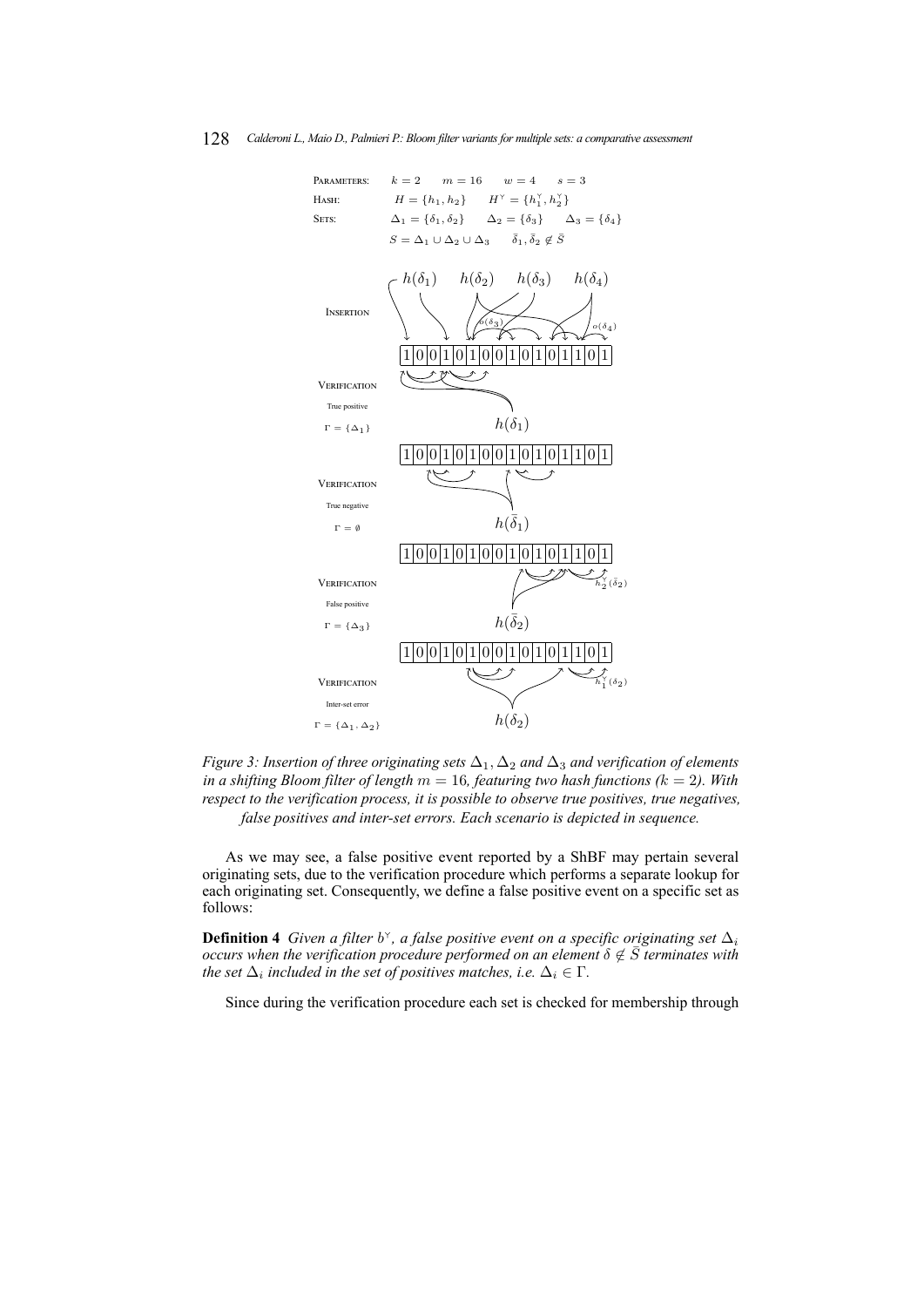PARAMETERS: $k = 2$ $m = 16$ $w = 4$ $s = 3$

HASH: $H = \{h_1, h_2\}$ $H^{\curlyvee} = \{h_1^{\curlyvee}, h_2^{\curlyvee}\}$

SETS: $\Delta_1 = \{\delta_1, \delta_2\}$ $\Delta_2 = \{\delta_3\}$ $\Delta_3 = \{\delta_4\}$

$S = \Delta_1 \cup \Delta_2 \cup \Delta_3$ $\bar{\delta}_1, \bar{\delta}_2 \notin \bar{S}$

INSERTION: $h(\delta_1)$ $h(\delta_2)$ $h(\delta_3)$ $h(\delta_4)$, $o(\delta_3)$, $o(\delta_4)$

| 1 | 0 | 0 | 1 | 0 | 1 | 0 | 0 | 1 | 0 | 1 | 0 | 1 | 1 | 0 | 1 |
|---|---|---|---|---|---|---|---|---|---|---|---|---|---|---|---|

VERIFICATION, True positive, $\Gamma = \{\Delta_1\}$: $h(\delta_1)$

| 1 | 0 | 0 | 1 | 0 | 1 | 0 | 0 | 1 | 0 | 1 | 0 | 1 | 1 | 0 | 1 |
|---|---|---|---|---|---|---|---|---|---|---|---|---|---|---|---|

VERIFICATION, True negative, $\Gamma = \emptyset$: $h(\bar{\delta}_1)$

| 1 | 0 | 0 | 1 | 0 | 1 | 0 | 0 | 1 | 0 | 1 | 0 | 1 | 1 | 0 | 1 |
|---|---|---|---|---|---|---|---|---|---|---|---|---|---|---|---|

VERIFICATION, False positive, $\Gamma = \{\Delta_3\}$: $h(\bar{\delta}_2)$, $h_2^{\curlyvee}(\bar{\delta}_2)$

| 1 | 0 | 0 | 1 | 0 | 1 | 0 | 0 | 1 | 0 | 1 | 0 | 1 | 1 | 0 | 1 |
|---|---|---|---|---|---|---|---|---|---|---|---|---|---|---|---|

VERIFICATION, Inter-set error, $\Gamma = \{\Delta_1, \Delta_2\}$: $h(\delta_2)$, $h_1^{\curlyvee}(\delta_2)$

*Figure 3: Insertion of three originating sets $\Delta_1, \Delta_2$ and $\Delta_3$ and verification of elements in a shifting Bloom filter of length $m = 16$, featuring two hash functions ($k = 2$). With respect to the verification process, it is possible to observe true positives, true negatives, false positives and inter-set errors. Each scenario is depicted in sequence.*

As we may see, a false positive event reported by a ShBF may pertain several originating sets, due to the verification procedure which performs a separate lookup for each originating set. Consequently, we define a false positive event on a specific set as follows:

**Definition 4** *Given a filter $b^{\curlyvee}$, a false positive event on a specific originating set $\Delta_i$ occurs when the verification procedure performed on an element $\delta \notin \bar{S}$ terminates with the set $\Delta_i$ included in the set of positives matches, i.e. $\Delta_i \in \Gamma$.*

Since during the verification procedure each set is checked for membership through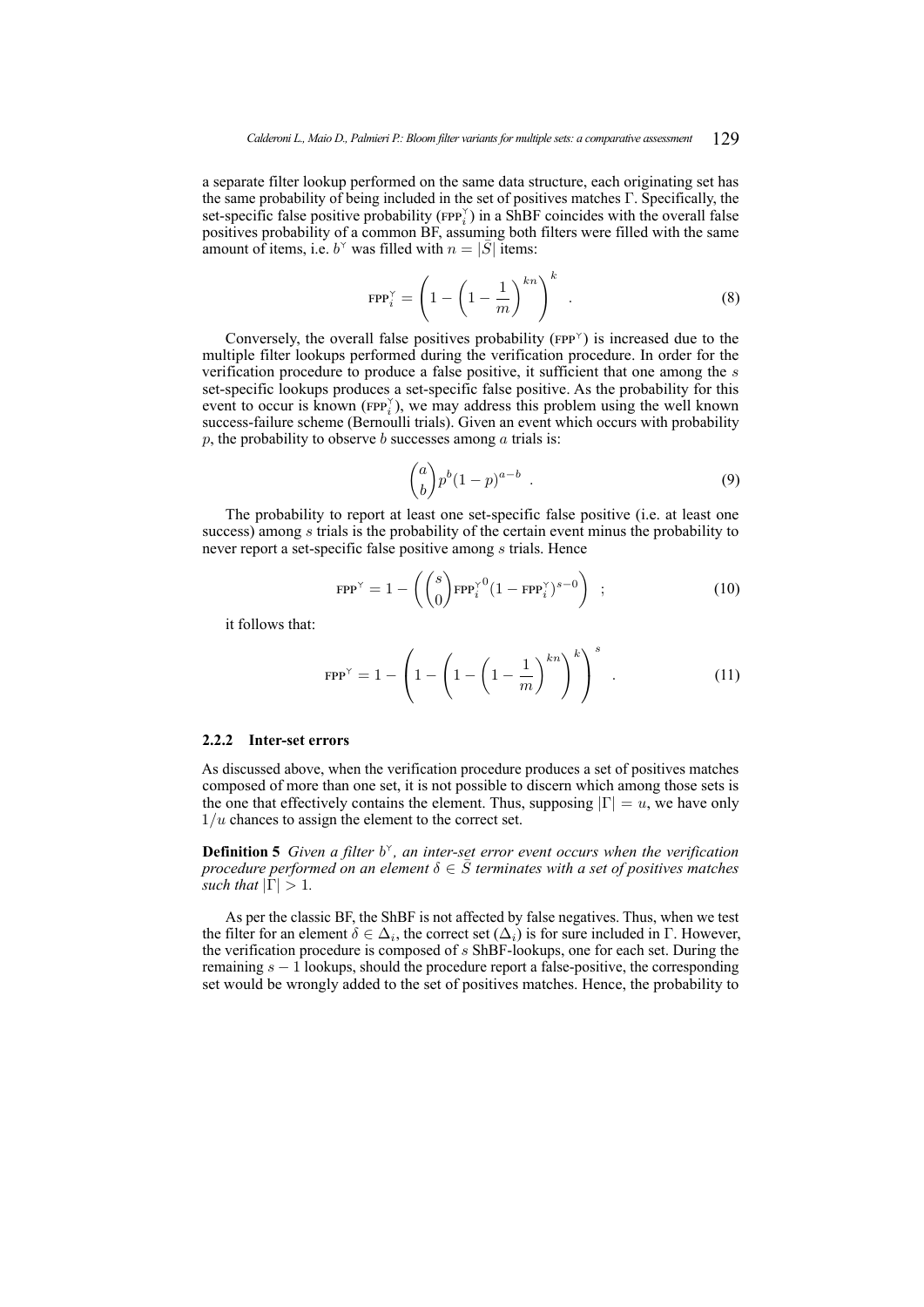a separate filter lookup performed on the same data structure, each originating set has the same probability of being included in the set of positives matches $\Gamma$. Specifically, the set-specific false positive probability ($\text{FPP}_i^{\curlyvee}$) in a ShBF coincides with the overall false positives probability of a common BF, assuming both filters were filled with the same amount of items, i.e. $b^{\curlyvee}$ was filled with $n = |\bar{S}|$ items:

$$\text{FPP}_i^{\curlyvee} = \left(1 - \left(1 - \frac{1}{m}\right)^{kn}\right)^k \quad . \tag{8}$$

Conversely, the overall false positives probability ($\text{FPP}^{\curlyvee}$) is increased due to the multiple filter lookups performed during the verification procedure. In order for the verification procedure to produce a false positive, it sufficient that one among the $s$ set-specific lookups produces a set-specific false positive. As the probability for this event to occur is known ($\text{FPP}_i^{\curlyvee}$), we may address this problem using the well known success-failure scheme (Bernoulli trials). Given an event which occurs with probability $p$, the probability to observe $b$ successes among $a$ trials is:

$$\binom{a}{b} p^b (1-p)^{a-b} \quad . \tag{9}$$

The probability to report at least one set-specific false positive (i.e. at least one success) among $s$ trials is the probability of the certain event minus the probability to never report a set-specific false positive among $s$ trials. Hence

$$\text{FPP}^{\curlyvee} = 1 - \left( \binom{s}{0} {\text{FPP}_i^{\curlyvee}}^0 (1 - \text{FPP}_i^{\curlyvee})^{s-0} \right) \quad ; \tag{10}$$

it follows that:

$$\text{FPP}^{\curlyvee} = 1 - \left(1 - \left(1 - \left(1 - \frac{1}{m}\right)^{kn}\right)^k\right)^s \quad . \tag{11}$$

#### 2.2.2 Inter-set errors

As discussed above, when the verification procedure produces a set of positives matches composed of more than one set, it is not possible to discern which among those sets is the one that effectively contains the element. Thus, supposing $|\Gamma| = u$, we have only $1/u$ chances to assign the element to the correct set.

**Definition 5** *Given a filter $b^{\curlyvee}$, an inter-set error event occurs when the verification procedure performed on an element $\delta \in \bar{S}$ terminates with a set of positives matches such that $|\Gamma| > 1$.*

As per the classic BF, the ShBF is not affected by false negatives. Thus, when we test the filter for an element $\delta \in \Delta_i$, the correct set ($\Delta_i$) is for sure included in $\Gamma$. However, the verification procedure is composed of $s$ ShBF-lookups, one for each set. During the remaining $s - 1$ lookups, should the procedure report a false-positive, the corresponding set would be wrongly added to the set of positives matches. Hence, the probability to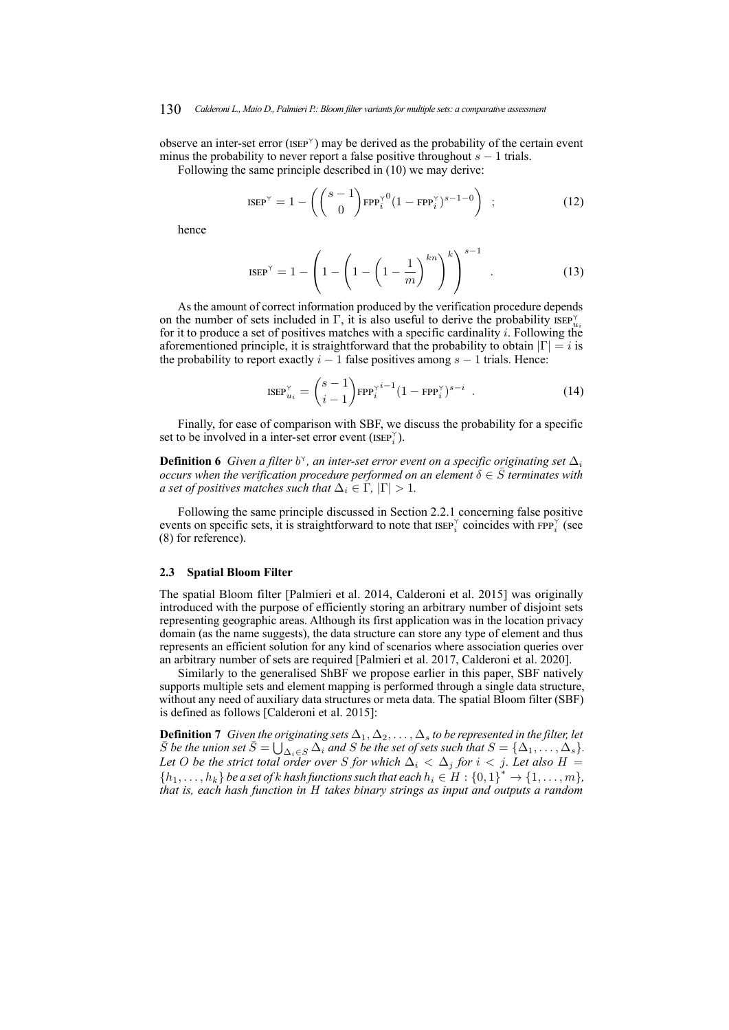observe an inter-set error ($\text{ISEP}^{\curlyvee}$) may be derived as the probability of the certain event minus the probability to never report a false positive throughout $s-1$ trials.

Following the same principle described in (10) we may derive:

$$\text{ISEP}^{\curlyvee} = 1 - \left( \binom{s-1}{0} \text{FPP}_i^{\curlyvee 0} (1 - \text{FPP}_i^{\curlyvee})^{s-1-0} \right) \quad ; \tag{12}$$

hence

$$\text{ISEP}^{\curlyvee} = 1 - \left( 1 - \left( 1 - \left( 1 - \frac{1}{m} \right)^{kn} \right)^k \right)^{s-1} \quad . \tag{13}$$

As the amount of correct information produced by the verification procedure depends on the number of sets included in $\Gamma$, it is also useful to derive the probability $\text{ISEP}_{u_i}^{\curlyvee}$ for it to produce a set of positives matches with a specific cardinality $i$. Following the aforementioned principle, it is straightforward that the probability to obtain $|\Gamma| = i$ is the probability to report exactly $i-1$ false positives among $s-1$ trials. Hence:

$$\text{ISEP}_{u_i}^{\curlyvee} = \binom{s-1}{i-1} \text{FPP}_i^{\curlyvee i-1} (1 - \text{FPP}_i^{\curlyvee})^{s-i} \quad . \tag{14}$$

Finally, for ease of comparison with SBF, we discuss the probability for a specific set to be involved in a inter-set error event ($\text{ISEP}_i^{\curlyvee}$).

**Definition 6** *Given a filter $b^{\curlyvee}$, an inter-set error event on a specific originating set $\Delta_i$ occurs when the verification procedure performed on an element $\delta \in \bar{S}$ terminates with a set of positives matches such that $\Delta_i \in \Gamma$, $|\Gamma| > 1$.*

Following the same principle discussed in Section 2.2.1 concerning false positive events on specific sets, it is straightforward to note that $\text{ISEP}_i^{\curlyvee}$ coincides with $\text{FPP}_i^{\curlyvee}$ (see (8) for reference).

### 2.3 Spatial Bloom Filter

The spatial Bloom filter [Palmieri et al. 2014, Calderoni et al. 2015] was originally introduced with the purpose of efficiently storing an arbitrary number of disjoint sets representing geographic areas. Although its first application was in the location privacy domain (as the name suggests), the data structure can store any type of element and thus represents an efficient solution for any kind of scenarios where association queries over an arbitrary number of sets are required [Palmieri et al. 2017, Calderoni et al. 2020].

Similarly to the generalised ShBF we propose earlier in this paper, SBF natively supports multiple sets and element mapping is performed through a single data structure, without any need of auxiliary data structures or meta data. The spatial Bloom filter (SBF) is defined as follows [Calderoni et al. 2015]:

**Definition 7** *Given the originating sets $\Delta_1, \Delta_2, \ldots, \Delta_s$ to be represented in the filter, let $\bar{S}$ be the union set $\bar{S} = \bigcup_{\Delta_i \in S} \Delta_i$ and $S$ be the set of sets such that $S = \{\Delta_1, \ldots, \Delta_s\}$. Let $O$ be the strict total order over $S$ for which $\Delta_i < \Delta_j$ for $i < j$. Let also $H = \{h_1, \ldots, h_k\}$ be a set of $k$ hash functions such that each $h_i \in H : \{0,1\}^* \to \{1, \ldots, m\}$, that is, each hash function in $H$ takes binary strings as input and outputs a random*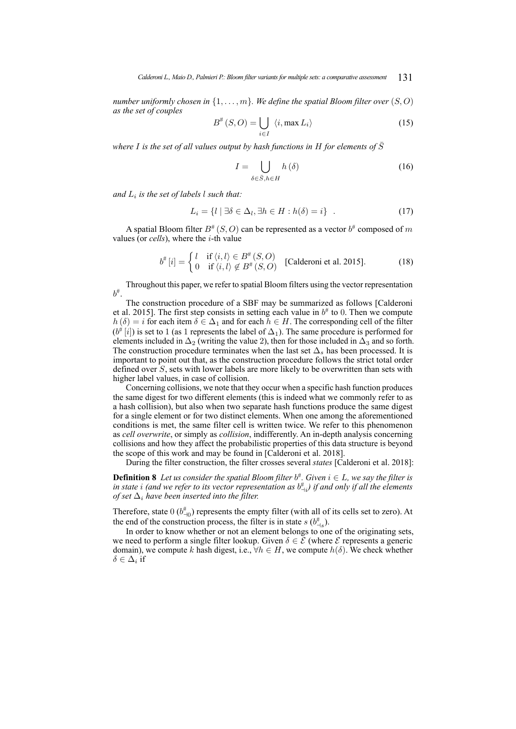*number uniformly chosen in* $\{1, \ldots, m\}$*. We define the spatial Bloom filter over* $(S, O)$ *as the set of couples*

$$B^{\#}(S, O) = \bigcup_{i \in I} \langle i, \max L_i \rangle \tag{15}$$

*where* $I$ *is the set of all values output by hash functions in* $H$ *for elements of* $\bar{S}$

$$I = \bigcup_{\delta \in \bar{S}, h \in H} h(\delta) \tag{16}$$

*and* $L_i$ *is the set of labels* $l$ *such that:*

$$L_i = \{l \mid \exists \delta \in \Delta_l, \exists h \in H : h(\delta) = i\} \quad . \tag{17}$$

A spatial Bloom filter $B^{\#}(S, O)$ can be represented as a vector $b^{\#}$ composed of $m$ values (or *cells*), where the $i$-th value

$$b^{\#}[i] = \begin{cases} l & \text{if } \langle i, l \rangle \in B^{\#}(S, O) \\ 0 & \text{if } \langle i, l \rangle \notin B^{\#}(S, O) \end{cases} \quad \text{[Calderoni et al. 2015].} \tag{18}$$

Throughout this paper, we refer to spatial Bloom filters using the vector representation $b^{\#}$.

The construction procedure of a SBF may be summarized as follows [Calderoni et al. 2015]. The first step consists in setting each value in $b^{\#}$ to $0$. Then we compute $h(\delta) = i$ for each item $\delta \in \Delta_1$ and for each $h \in H$. The corresponding cell of the filter ($b^{\#}[i]$) is set to 1 (as 1 represents the label of $\Delta_1$). The same procedure is performed for elements included in $\Delta_2$ (writing the value 2), then for those included in $\Delta_3$ and so forth. The construction procedure terminates when the last set $\Delta_s$ has been processed. It is important to point out that, as the construction procedure follows the strict total order defined over $S$, sets with lower labels are more likely to be overwritten than sets with higher label values, in case of collision.

Concerning collisions, we note that they occur when a specific hash function produces the same digest for two different elements (this is indeed what we commonly refer to as a hash collision), but also when two separate hash functions produce the same digest for a single element or for two distinct elements. When one among the aforementioned conditions is met, the same filter cell is written twice. We refer to this phenomenon as *cell overwrite*, or simply as *collision*, indifferently. An in-depth analysis concerning collisions and how they affect the probabilistic properties of this data structure is beyond the scope of this work and may be found in [Calderoni et al. 2018].

During the filter construction, the filter crosses several *states* [Calderoni et al. 2018]:

**Definition 8** *Let us consider the spatial Bloom filter* $b^{\#}$*. Given* $i \in L$*, we say the filter is in state* $i$ *(and we refer to its vector representation as* $b^{\#}_{\dashv i}$*) if and only if all the elements of set* $\Delta_i$ *have been inserted into the filter.*

Therefore, state $0$ ($b^{\#}_{\dashv 0}$) represents the empty filter (with all of its cells set to zero). At the end of the construction process, the filter is in state $s$ ($b^{\#}_{\dashv s}$).

In order to know whether or not an element belongs to one of the originating sets, we need to perform a single filter lookup. Given $\delta \in \mathcal{E}$ (where $\mathcal{E}$ represents a generic domain), we compute $k$ hash digest, i.e., $\forall h \in H$, we compute $h(\delta)$. We check whether $\delta \in \Delta_i$ if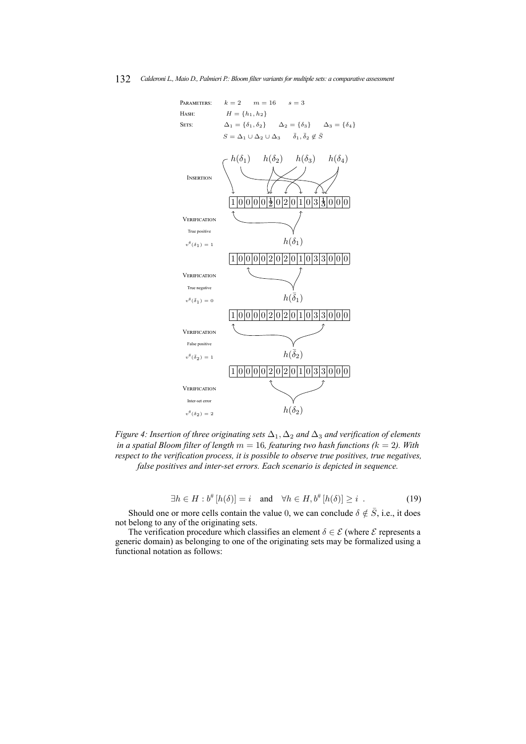PARAMETERS: $k = 2$ $m = 16$ $s = 3$

HASH: $H = \{h_1, h_2\}$

SETS: $\Delta_1 = \{\delta_1, \delta_2\}$ $\Delta_2 = \{\delta_3\}$ $\Delta_3 = \{\delta_4\}$

$S = \Delta_1 \cup \Delta_2 \cup \Delta_3$ $\bar{\delta}_1, \bar{\delta}_2 \notin \bar{S}$

INSERTION

$h(\delta_1)$ $h(\delta_2)$ $h(\delta_3)$ $h(\delta_4)$

| 1 | 0 | 0 | 0 | 0 | 2 | 0 | 2 | 0 | 1 | 0 | 3 | 3 | 0 | 0 | 0 |
|---|---|---|---|---|---|---|---|---|---|---|---|---|---|---|---|

VERIFICATION
True positive
$v^{\#}(\delta_1) = 1$

$h(\delta_1)$

| 1 | 0 | 0 | 0 | 0 | 2 | 0 | 2 | 0 | 1 | 0 | 3 | 3 | 0 | 0 | 0 |
|---|---|---|---|---|---|---|---|---|---|---|---|---|---|---|---|

VERIFICATION
True negative
$v^{\#}(\bar{\delta}_1) = 0$

$h(\bar{\delta}_1)$

| 1 | 0 | 0 | 0 | 0 | 2 | 0 | 2 | 0 | 1 | 0 | 3 | 3 | 0 | 0 | 0 |
|---|---|---|---|---|---|---|---|---|---|---|---|---|---|---|---|

VERIFICATION
False positive
$v^{\#}(\bar{\delta}_2) = 1$

$h(\bar{\delta}_2)$

| 1 | 0 | 0 | 0 | 0 | 2 | 0 | 2 | 0 | 1 | 0 | 3 | 3 | 0 | 0 | 0 |
|---|---|---|---|---|---|---|---|---|---|---|---|---|---|---|---|

VERIFICATION
Inter-set error
$v^{\#}(\delta_2) = 2$

$h(\delta_2)$

*Figure 4: Insertion of three originating sets $\Delta_1, \Delta_2$ and $\Delta_3$ and verification of elements in a spatial Bloom filter of length $m = 16$, featuring two hash functions ($k = 2$). With respect to the verification process, it is possible to observe true positives, true negatives, false positives and inter-set errors. Each scenario is depicted in sequence.*

$$\exists h \in H : b^{\#}[h(\delta)] = i \quad \text{and} \quad \forall h \in H, b^{\#}[h(\delta)] \geq i \ . \tag{19}$$

Should one or more cells contain the value 0, we can conclude $\delta \notin \bar{S}$, i.e., it does not belong to any of the originating sets.

The verification procedure which classifies an element $\delta \in \mathcal{E}$ (where $\mathcal{E}$ represents a generic domain) as belonging to one of the originating sets may be formalized using a functional notation as follows: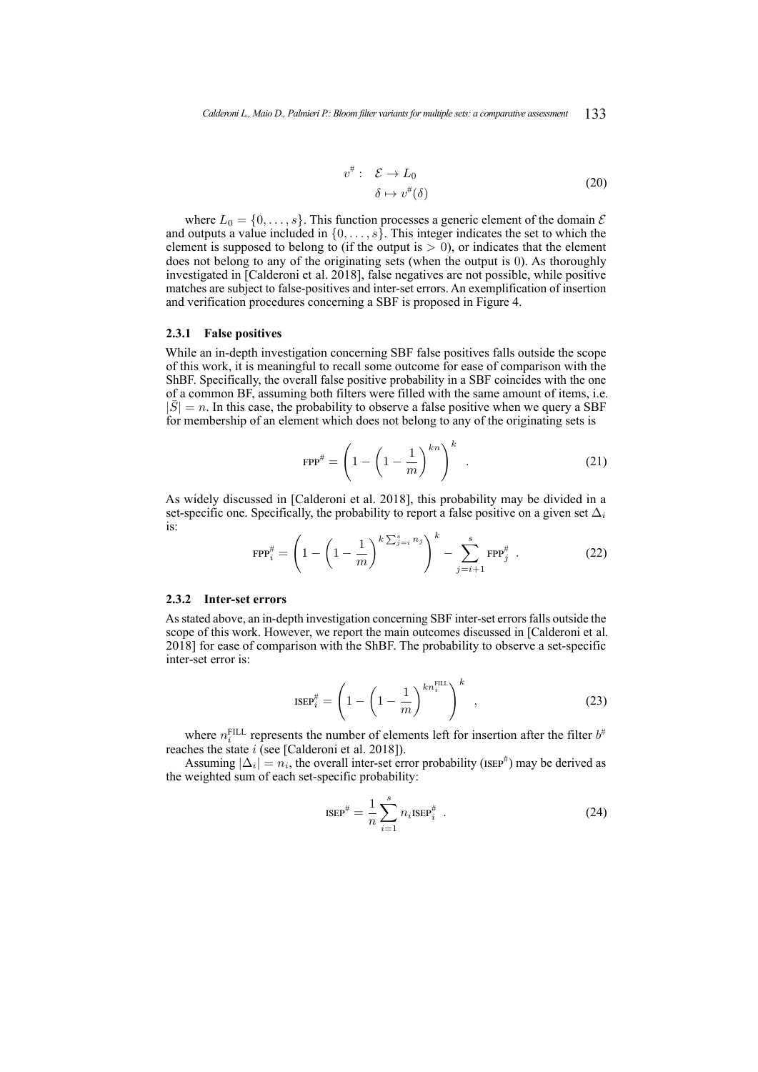$$
\begin{aligned}
v^{\#}: \quad & \mathcal{E} \to L_0 \\
& \delta \mapsto v^{\#}(\delta)
\end{aligned}
\tag{20}
$$

where $L_0 = \{0, \ldots, s\}$. This function processes a generic element of the domain $\mathcal{E}$ and outputs a value included in $\{0, \ldots, s\}$. This integer indicates the set to which the element is supposed to belong to (if the output is $> 0$), or indicates that the element does not belong to any of the originating sets (when the output is 0). As thoroughly investigated in [Calderoni et al. 2018], false negatives are not possible, while positive matches are subject to false-positives and inter-set errors. An exemplification of insertion and verification procedures concerning a SBF is proposed in Figure 4.

### 2.3.1 False positives

While an in-depth investigation concerning SBF false positives falls outside the scope of this work, it is meaningful to recall some outcome for ease of comparison with the ShBF. Specifically, the overall false positive probability in a SBF coincides with the one of a common BF, assuming both filters were filled with the same amount of items, i.e. $|\bar{S}| = n$. In this case, the probability to observe a false positive when we query a SBF for membership of an element which does not belong to any of the originating sets is

$$
\text{FPP}^{\#} = \left(1 - \left(1 - \frac{1}{m}\right)^{kn}\right)^{k} . \tag{21}
$$

As widely discussed in [Calderoni et al. 2018], this probability may be divided in a set-specific one. Specifically, the probability to report a false positive on a given set $\Delta_i$ is:

$$
\text{FPP}_i^{\#} = \left(1 - \left(1 - \frac{1}{m}\right)^{k \sum_{j=i}^{s} n_j}\right)^{k} - \sum_{j=i+1}^{s} \text{FPP}_j^{\#} . \tag{22}
$$

### 2.3.2 Inter-set errors

As stated above, an in-depth investigation concerning SBF inter-set errors falls outside the scope of this work. However, we report the main outcomes discussed in [Calderoni et al. 2018] for ease of comparison with the ShBF. The probability to observe a set-specific inter-set error is:

$$
\text{ISEP}_i^{\#} = \left(1 - \left(1 - \frac{1}{m}\right)^{kn_i^{\text{FILL}}}\right)^{k} , \tag{23}
$$

where $n_i^{\text{FILL}}$ represents the number of elements left for insertion after the filter $b^{\#}$ reaches the state $i$ (see [Calderoni et al. 2018]).

Assuming $|\Delta_i| = n_i$, the overall inter-set error probability ($\text{ISEP}^{\#}$) may be derived as the weighted sum of each set-specific probability:

$$
\text{ISEP}^{\#} = \frac{1}{n} \sum_{i=1}^{s} n_i \text{ISEP}_i^{\#} . \tag{24}
$$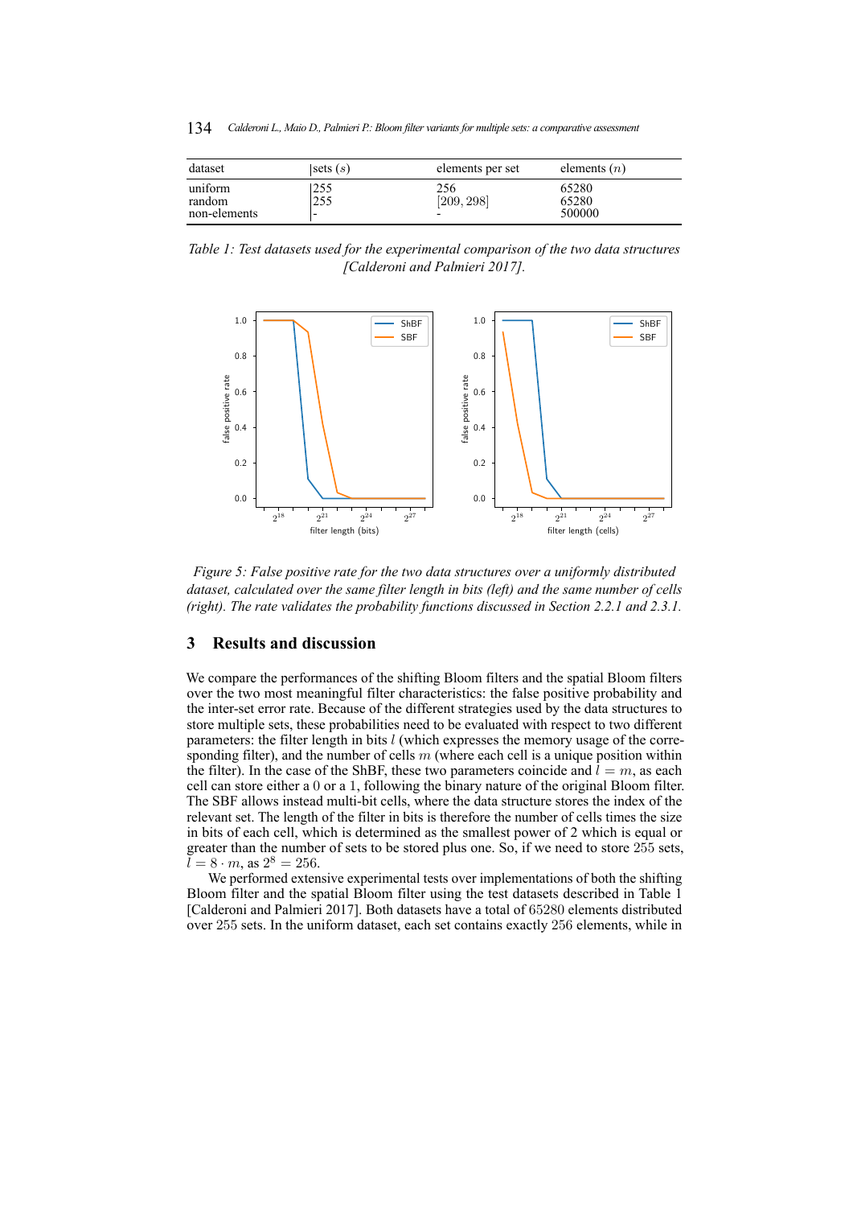| dataset | sets ($s$) | elements per set | elements ($n$) |
|---|---|---|---|
| uniform | 255 | 256 | 65280 |
| random | 255 | $[209, 298]$ | 65280 |
| non-elements | - | - | 500000 |

*Table 1: Test datasets used for the experimental comparison of the two data structures [Calderoni and Palmieri 2017].*

*Figure 5: False positive rate for the two data structures over a uniformly distributed dataset, calculated over the same filter length in bits (left) and the same number of cells (right). The rate validates the probability functions discussed in Section 2.2.1 and 2.3.1.*

## 3 Results and discussion

We compare the performances of the shifting Bloom filters and the spatial Bloom filters over the two most meaningful filter characteristics: the false positive probability and the inter-set error rate. Because of the different strategies used by the data structures to store multiple sets, these probabilities need to be evaluated with respect to two different parameters: the filter length in bits $l$ (which expresses the memory usage of the corresponding filter), and the number of cells $m$ (where each cell is a unique position within the filter). In the case of the ShBF, these two parameters coincide and $l = m$, as each cell can store either a $0$ or a $1$, following the binary nature of the original Bloom filter. The SBF allows instead multi-bit cells, where the data structure stores the index of the relevant set. The length of the filter in bits is therefore the number of cells times the size in bits of each cell, which is determined as the smallest power of 2 which is equal or greater than the number of sets to be stored plus one. So, if we need to store $255$ sets, $l = 8 \cdot m$, as $2^8 = 256$.

We performed extensive experimental tests over implementations of both the shifting Bloom filter and the spatial Bloom filter using the test datasets described in Table 1 [Calderoni and Palmieri 2017]. Both datasets have a total of $65280$ elements distributed over $255$ sets. In the uniform dataset, each set contains exactly $256$ elements, while in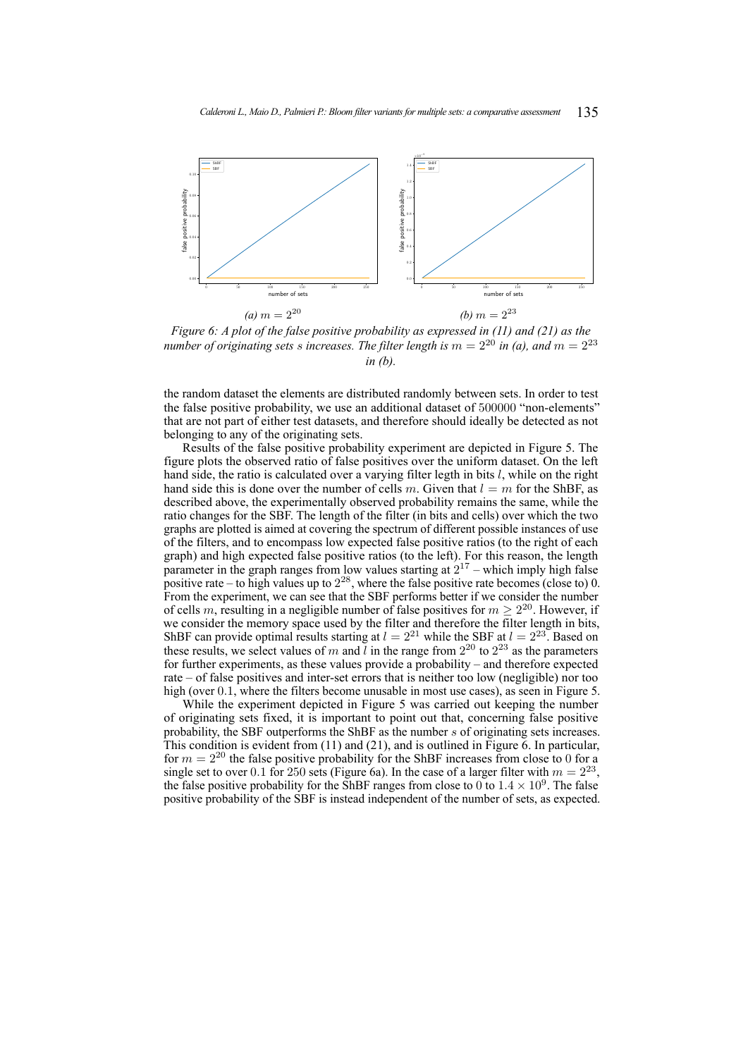*(a) $m = 2^{20}$* *(b) $m = 2^{23}$*

*Figure 6: A plot of the false positive probability as expressed in (11) and (21) as the number of originating sets $s$ increases. The filter length is $m = 2^{20}$ in (a), and $m = 2^{23}$ in (b).*

the random dataset the elements are distributed randomly between sets. In order to test the false positive probability, we use an additional dataset of 500000 "non-elements" that are not part of either test datasets, and therefore should ideally be detected as not belonging to any of the originating sets.

Results of the false positive probability experiment are depicted in Figure 5. The figure plots the observed ratio of false positives over the uniform dataset. On the left hand side, the ratio is calculated over a varying filter legth in bits $l$, while on the right hand side this is done over the number of cells $m$. Given that $l = m$ for the ShBF, as described above, the experimentally observed probability remains the same, while the ratio changes for the SBF. The length of the filter (in bits and cells) over which the two graphs are plotted is aimed at covering the spectrum of different possible instances of use of the filters, and to encompass low expected false positive ratios (to the right of each graph) and high expected false positive ratios (to the left). For this reason, the length parameter in the graph ranges from low values starting at $2^{17}$ – which imply high false positive rate – to high values up to $2^{28}$, where the false positive rate becomes (close to) 0. From the experiment, we can see that the SBF performs better if we consider the number of cells $m$, resulting in a negligible number of false positives for $m \geq 2^{20}$. However, if we consider the memory space used by the filter and therefore the filter length in bits, ShBF can provide optimal results starting at $l = 2^{21}$ while the SBF at $l = 2^{23}$. Based on these results, we select values of $m$ and $l$ in the range from $2^{20}$ to $2^{23}$ as the parameters for further experiments, as these values provide a probability – and therefore expected rate – of false positives and inter-set errors that is neither too low (negligible) nor too high (over 0.1, where the filters become unusable in most use cases), as seen in Figure 5.

While the experiment depicted in Figure 5 was carried out keeping the number of originating sets fixed, it is important to point out that, concerning false positive probability, the SBF outperforms the ShBF as the number $s$ of originating sets increases. This condition is evident from (11) and (21), and is outlined in Figure 6. In particular, for $m = 2^{20}$ the false positive probability for the ShBF increases from close to 0 for a single set to over 0.1 for 250 sets (Figure 6a). In the case of a larger filter with $m = 2^{23}$, the false positive probability for the ShBF ranges from close to 0 to $1.4 \times 10^{9}$. The false positive probability of the SBF is instead independent of the number of sets, as expected.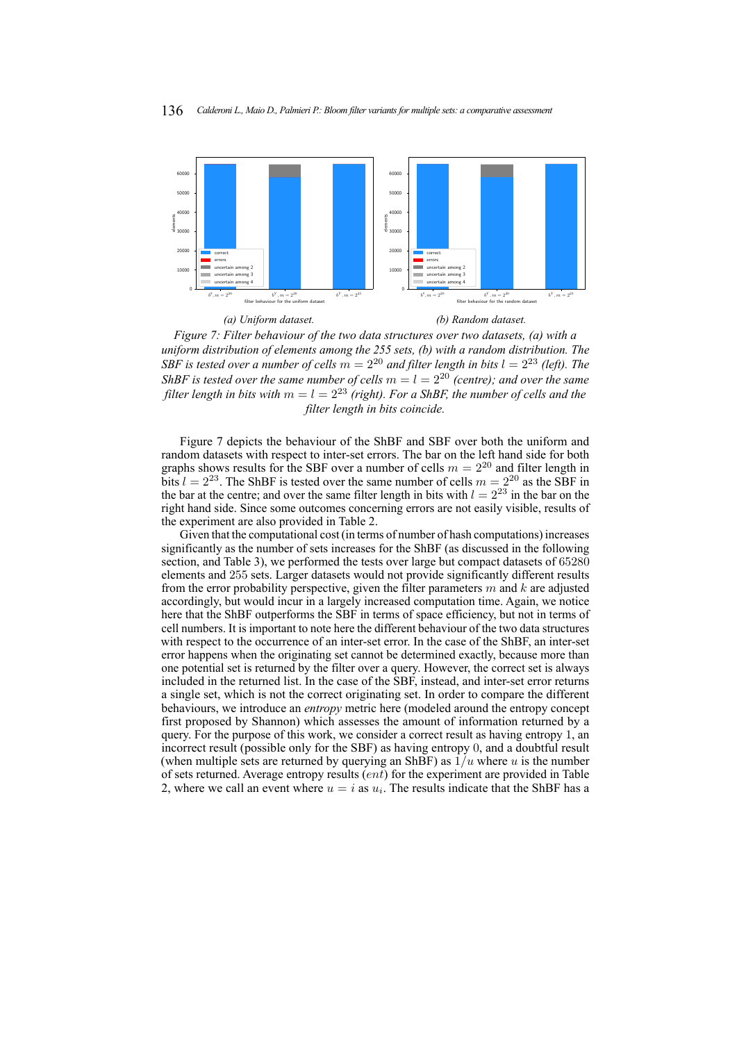(a) Uniform dataset.

(b) Random dataset.

*Figure 7: Filter behaviour of the two data structures over two datasets, (a) with a uniform distribution of elements among the 255 sets, (b) with a random distribution. The SBF is tested over a number of cells $m = 2^{20}$ and filter length in bits $l = 2^{23}$ (left). The ShBF is tested over the same number of cells $m = l = 2^{20}$ (centre); and over the same filter length in bits with $m = l = 2^{23}$ (right). For a ShBF, the number of cells and the filter length in bits coincide.*

Figure 7 depicts the behaviour of the ShBF and SBF over both the uniform and random datasets with respect to inter-set errors. The bar on the left hand side for both graphs shows results for the SBF over a number of cells $m = 2^{20}$ and filter length in bits $l = 2^{23}$. The ShBF is tested over the same number of cells $m = 2^{20}$ as the SBF in the bar at the centre; and over the same filter length in bits with $l = 2^{23}$ in the bar on the right hand side. Since some outcomes concerning errors are not easily visible, results of the experiment are also provided in Table 2.

Given that the computational cost (in terms of number of hash computations) increases significantly as the number of sets increases for the ShBF (as discussed in the following section, and Table 3), we performed the tests over large but compact datasets of 65280 elements and 255 sets. Larger datasets would not provide significantly different results from the error probability perspective, given the filter parameters $m$ and $k$ are adjusted accordingly, but would incur in a largely increased computation time. Again, we notice here that the ShBF outperforms the SBF in terms of space efficiency, but not in terms of cell numbers. It is important to note here the different behaviour of the two data structures with respect to the occurrence of an inter-set error. In the case of the ShBF, an inter-set error happens when the originating set cannot be determined exactly, because more than one potential set is returned by the filter over a query. However, the correct set is always included in the returned list. In the case of the SBF, instead, and inter-set error returns a single set, which is not the correct originating set. In order to compare the different behaviours, we introduce an *entropy* metric here (modeled around the entropy concept first proposed by Shannon) which assesses the amount of information returned by a query. For the purpose of this work, we consider a correct result as having entropy 1, an incorrect result (possible only for the SBF) as having entropy 0, and a doubtful result (when multiple sets are returned by querying an ShBF) as $1/u$ where $u$ is the number of sets returned. Average entropy results ($ent$) for the experiment are provided in Table 2, where we call an event where $u = i$ as $u_i$. The results indicate that the ShBF has a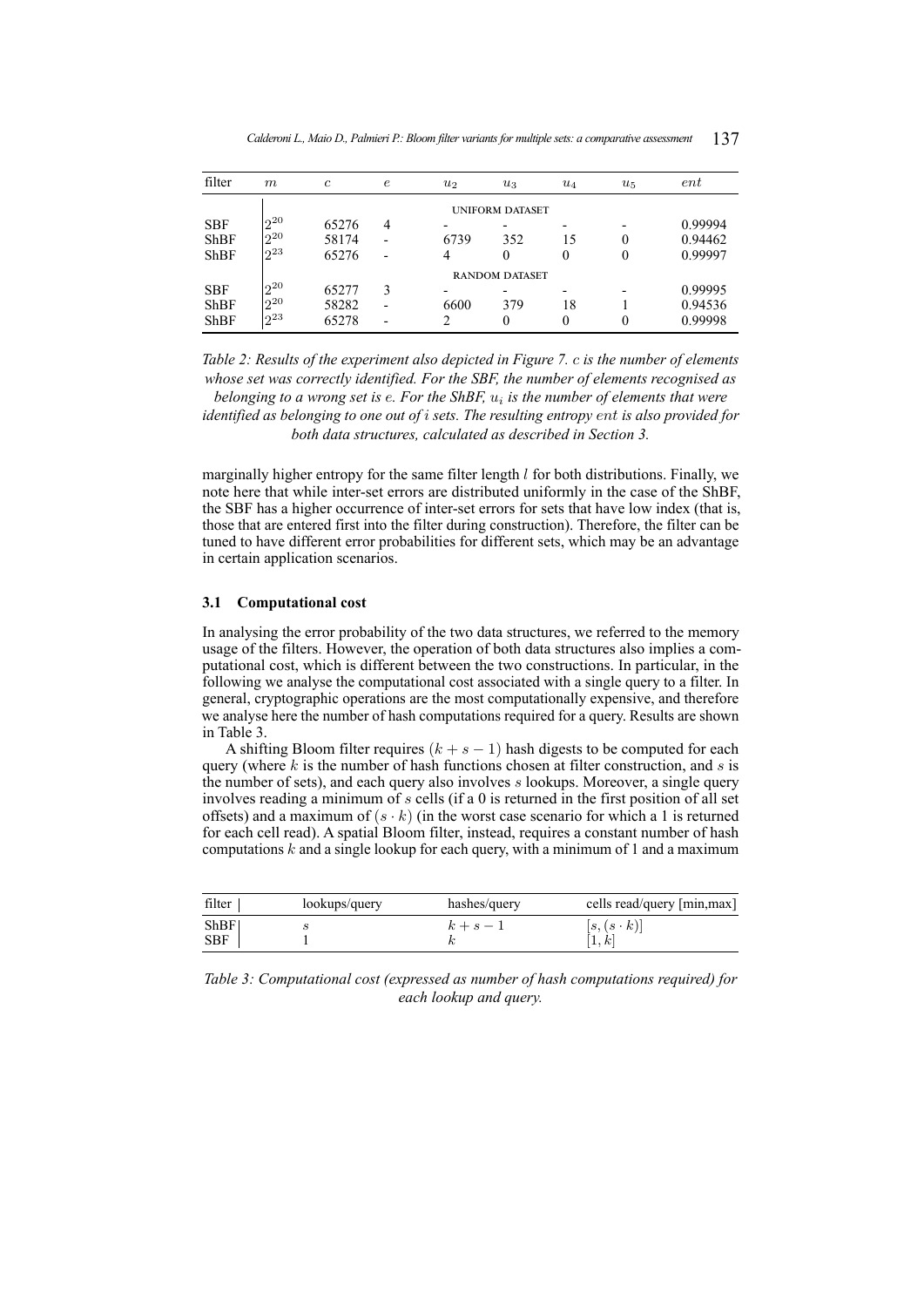| filter | $m$ | $c$ | $e$ | $u_2$ | $u_3$ | $u_4$ | $u_5$ | $ent$ |
|---|---|---|---|---|---|---|---|---|
| | | | | UNIFORM DATASET | | | | |
| SBF | $2^{20}$ | 65276 | 4 | - | - | - | - | 0.99994 |
| ShBF | $2^{20}$ | 58174 | - | 6739 | 352 | 15 | 0 | 0.94462 |
| ShBF | $2^{23}$ | 65276 | - | 4 | 0 | 0 | 0 | 0.99997 |
| | | | | RANDOM DATASET | | | | |
| SBF | $2^{20}$ | 65277 | 3 | - | - | - | - | 0.99995 |
| ShBF | $2^{20}$ | 58282 | - | 6600 | 379 | 18 | 1 | 0.94536 |
| ShBF | $2^{23}$ | 65278 | - | 2 | 0 | 0 | 0 | 0.99998 |

*Table 2: Results of the experiment also depicted in Figure 7. $c$ is the number of elements whose set was correctly identified. For the SBF, the number of elements recognised as belonging to a wrong set is $e$. For the ShBF, $u_i$ is the number of elements that were identified as belonging to one out of $i$ sets. The resulting entropy $ent$ is also provided for both data structures, calculated as described in Section 3.*

marginally higher entropy for the same filter length $l$ for both distributions. Finally, we note here that while inter-set errors are distributed uniformly in the case of the ShBF, the SBF has a higher occurrence of inter-set errors for sets that have low index (that is, those that are entered first into the filter during construction). Therefore, the filter can be tuned to have different error probabilities for different sets, which may be an advantage in certain application scenarios.

### 3.1 Computational cost

In analysing the error probability of the two data structures, we referred to the memory usage of the filters. However, the operation of both data structures also implies a computational cost, which is different between the two constructions. In particular, in the following we analyse the computational cost associated with a single query to a filter. In general, cryptographic operations are the most computationally expensive, and therefore we analyse here the number of hash computations required for a query. Results are shown in Table 3.

A shifting Bloom filter requires $(k + s - 1)$ hash digests to be computed for each query (where $k$ is the number of hash functions chosen at filter construction, and $s$ is the number of sets), and each query also involves $s$ lookups. Moreover, a single query involves reading a minimum of $s$ cells (if a 0 is returned in the first position of all set offsets) and a maximum of $(s \cdot k)$ (in the worst case scenario for which a 1 is returned for each cell read). A spatial Bloom filter, instead, requires a constant number of hash computations $k$ and a single lookup for each query, with a minimum of 1 and a maximum

| filter | lookups/query | hashes/query | cells read/query [min,max] |
|---|---|---|---|
| ShBF | $s$ | $k + s - 1$ | $[s, (s \cdot k)]$ |
| SBF | 1 | $k$ | $[1, k]$ |

*Table 3: Computational cost (expressed as number of hash computations required) for each lookup and query.*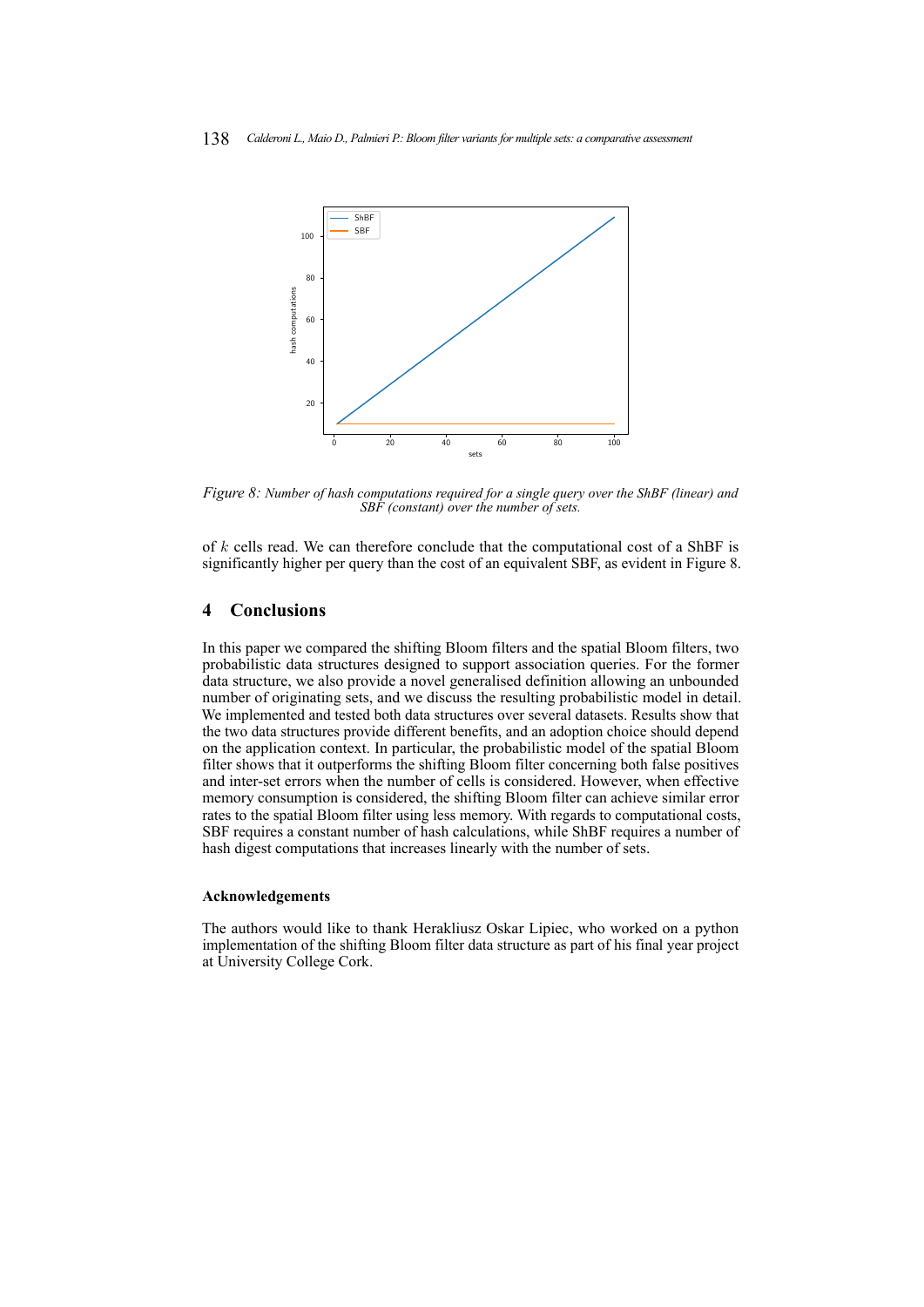*Figure 8: Number of hash computations required for a single query over the ShBF (linear) and SBF (constant) over the number of sets.*

of $k$ cells read. We can therefore conclude that the computational cost of a ShBF is significantly higher per query than the cost of an equivalent SBF, as evident in Figure 8.

## 4 Conclusions

In this paper we compared the shifting Bloom filters and the spatial Bloom filters, two probabilistic data structures designed to support association queries. For the former data structure, we also provide a novel generalised definition allowing an unbounded number of originating sets, and we discuss the resulting probabilistic model in detail. We implemented and tested both data structures over several datasets. Results show that the two data structures provide different benefits, and an adoption choice should depend on the application context. In particular, the probabilistic model of the spatial Bloom filter shows that it outperforms the shifting Bloom filter concerning both false positives and inter-set errors when the number of cells is considered. However, when effective memory consumption is considered, the shifting Bloom filter can achieve similar error rates to the spatial Bloom filter using less memory. With regards to computational costs, SBF requires a constant number of hash calculations, while ShBF requires a number of hash digest computations that increases linearly with the number of sets.

### Acknowledgements

The authors would like to thank Herakliusz Oskar Lipiec, who worked on a python implementation of the shifting Bloom filter data structure as part of his final year project at University College Cork.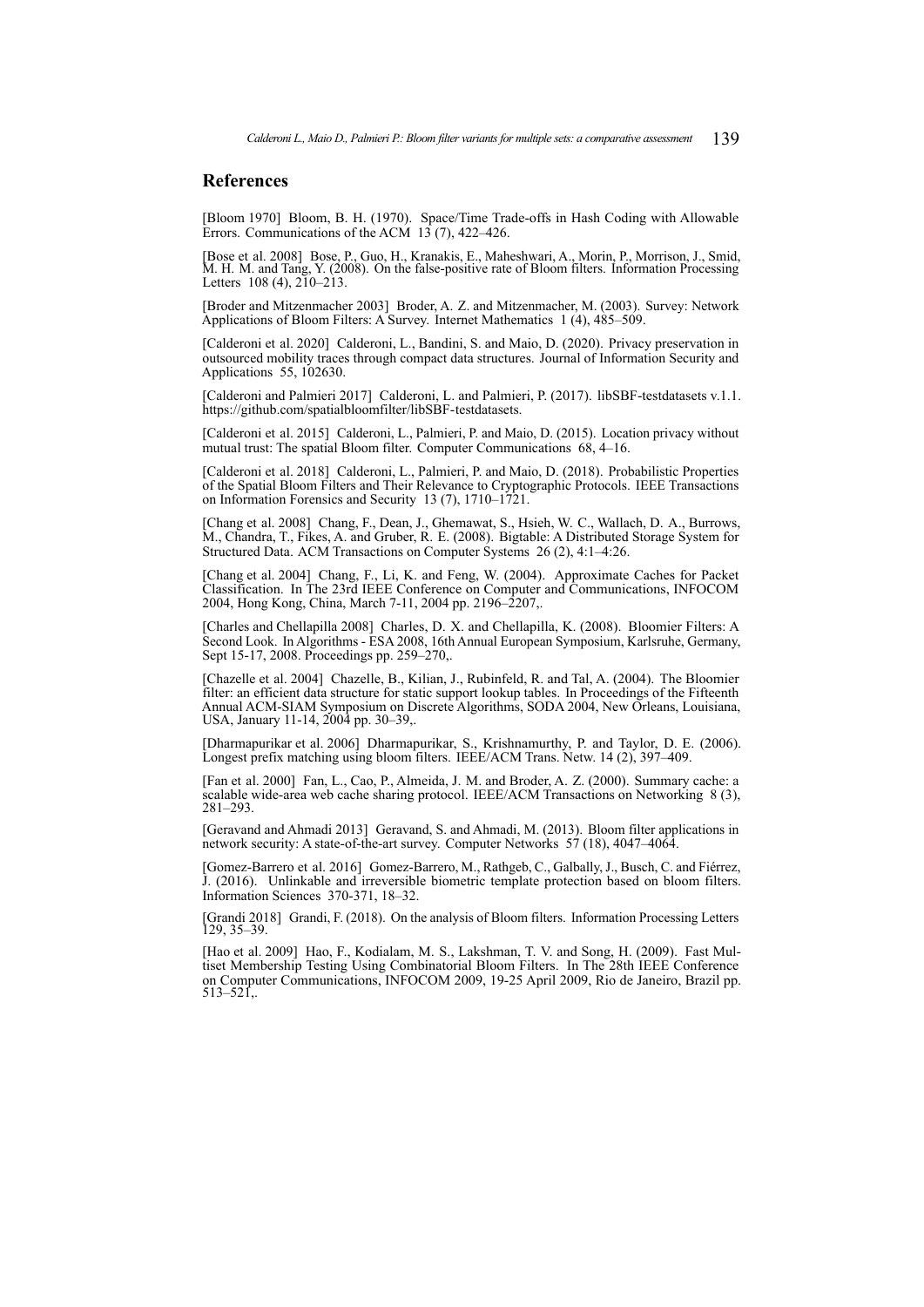## References

[Bloom 1970] Bloom, B. H. (1970). Space/Time Trade-offs in Hash Coding with Allowable Errors. Communications of the ACM 13 (7), 422–426.

[Bose et al. 2008] Bose, P., Guo, H., Kranakis, E., Maheshwari, A., Morin, P., Morrison, J., Smid, M. H. M. and Tang, Y. (2008). On the false-positive rate of Bloom filters. Information Processing Letters 108 (4), 210–213.

[Broder and Mitzenmacher 2003] Broder, A. Z. and Mitzenmacher, M. (2003). Survey: Network Applications of Bloom Filters: A Survey. Internet Mathematics 1 (4), 485–509.

[Calderoni et al. 2020] Calderoni, L., Bandini, S. and Maio, D. (2020). Privacy preservation in outsourced mobility traces through compact data structures. Journal of Information Security and Applications 55, 102630.

[Calderoni and Palmieri 2017] Calderoni, L. and Palmieri, P. (2017). libSBF-testdatasets v.1.1. https://github.com/spatialbloomfilter/libSBF-testdatasets.

[Calderoni et al. 2015] Calderoni, L., Palmieri, P. and Maio, D. (2015). Location privacy without mutual trust: The spatial Bloom filter. Computer Communications 68, 4–16.

[Calderoni et al. 2018] Calderoni, L., Palmieri, P. and Maio, D. (2018). Probabilistic Properties of the Spatial Bloom Filters and Their Relevance to Cryptographic Protocols. IEEE Transactions on Information Forensics and Security 13 (7), 1710–1721.

[Chang et al. 2008] Chang, F., Dean, J., Ghemawat, S., Hsieh, W. C., Wallach, D. A., Burrows, M., Chandra, T., Fikes, A. and Gruber, R. E. (2008). Bigtable: A Distributed Storage System for Structured Data. ACM Transactions on Computer Systems 26 (2), 4:1–4:26.

[Chang et al. 2004] Chang, F., Li, K. and Feng, W. (2004). Approximate Caches for Packet Classification. In The 23rd IEEE Conference on Computer and Communications, INFOCOM 2004, Hong Kong, China, March 7-11, 2004 pp. 2196–2207,.

[Charles and Chellapilla 2008] Charles, D. X. and Chellapilla, K. (2008). Bloomier Filters: A Second Look. In Algorithms - ESA 2008, 16th Annual European Symposium, Karlsruhe, Germany, Sept 15-17, 2008. Proceedings pp. 259–270,.

[Chazelle et al. 2004] Chazelle, B., Kilian, J., Rubinfeld, R. and Tal, A. (2004). The Bloomier filter: an efficient data structure for static support lookup tables. In Proceedings of the Fifteenth Annual ACM-SIAM Symposium on Discrete Algorithms, SODA 2004, New Orleans, Louisiana, USA, January 11-14, 2004 pp. 30–39,.

[Dharmapurikar et al. 2006] Dharmapurikar, S., Krishnamurthy, P. and Taylor, D. E. (2006). Longest prefix matching using bloom filters. IEEE/ACM Trans. Netw. 14 (2), 397–409.

[Fan et al. 2000] Fan, L., Cao, P., Almeida, J. M. and Broder, A. Z. (2000). Summary cache: a scalable wide-area web cache sharing protocol. IEEE/ACM Transactions on Networking 8 (3), 281–293.

[Geravand and Ahmadi 2013] Geravand, S. and Ahmadi, M. (2013). Bloom filter applications in network security: A state-of-the-art survey. Computer Networks 57 (18), 4047–4064.

[Gomez-Barrero et al. 2016] Gomez-Barrero, M., Rathgeb, C., Galbally, J., Busch, C. and Fiérrez, J. (2016). Unlinkable and irreversible biometric template protection based on bloom filters. Information Sciences 370-371, 18–32.

[Grandi 2018] Grandi, F. (2018). On the analysis of Bloom filters. Information Processing Letters 129, 35–39.

[Hao et al. 2009] Hao, F., Kodialam, M. S., Lakshman, T. V. and Song, H. (2009). Fast Multiset Membership Testing Using Combinatorial Bloom Filters. In The 28th IEEE Conference on Computer Communications, INFOCOM 2009, 19-25 April 2009, Rio de Janeiro, Brazil pp. 513–521,.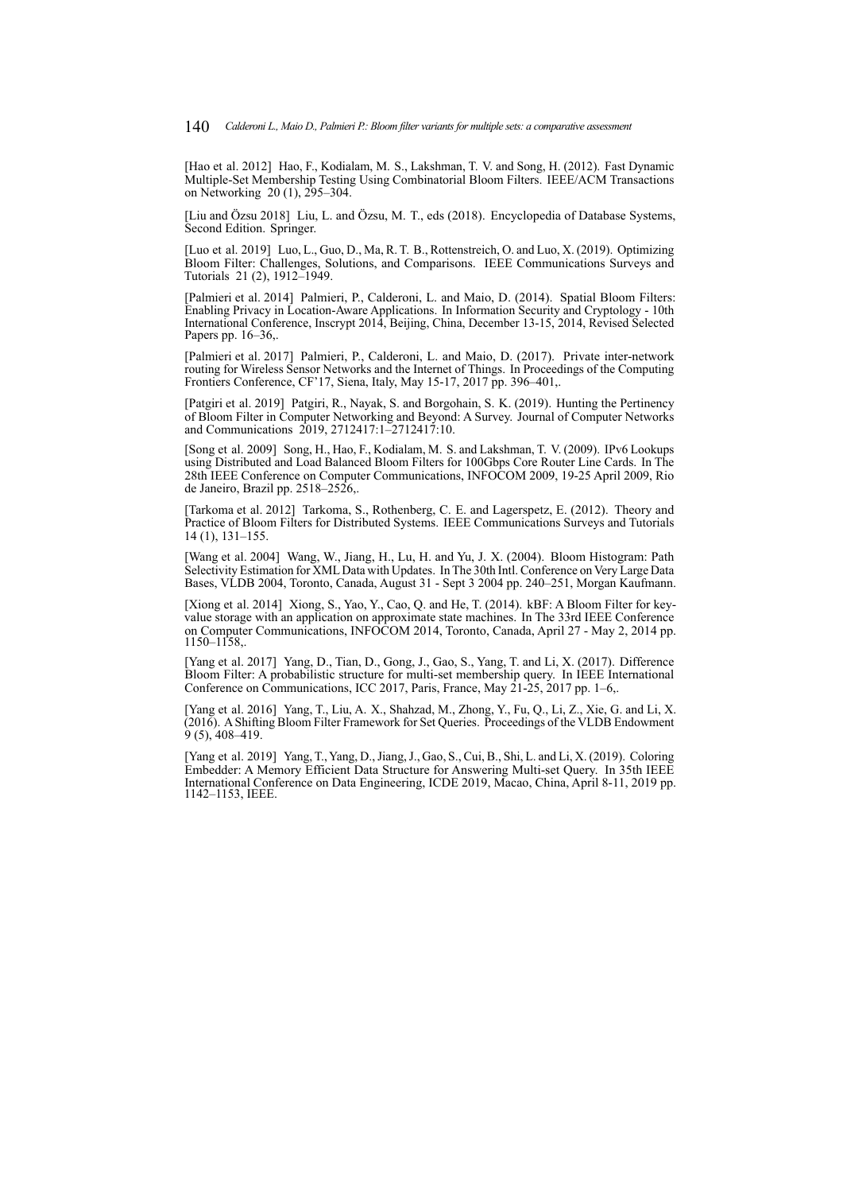[Hao et al. 2012] Hao, F., Kodialam, M. S., Lakshman, T. V. and Song, H. (2012). Fast Dynamic Multiple-Set Membership Testing Using Combinatorial Bloom Filters. IEEE/ACM Transactions on Networking 20 (1), 295–304.

[Liu and Özsu 2018] Liu, L. and Özsu, M. T., eds (2018). Encyclopedia of Database Systems, Second Edition. Springer.

[Luo et al. 2019] Luo, L., Guo, D., Ma, R. T. B., Rottenstreich, O. and Luo, X. (2019). Optimizing Bloom Filter: Challenges, Solutions, and Comparisons. IEEE Communications Surveys and Tutorials 21 (2), 1912–1949.

[Palmieri et al. 2014] Palmieri, P., Calderoni, L. and Maio, D. (2014). Spatial Bloom Filters: Enabling Privacy in Location-Aware Applications. In Information Security and Cryptology - 10th International Conference, Inscrypt 2014, Beijing, China, December 13-15, 2014, Revised Selected Papers pp. 16–36,.

[Palmieri et al. 2017] Palmieri, P., Calderoni, L. and Maio, D. (2017). Private inter-network routing for Wireless Sensor Networks and the Internet of Things. In Proceedings of the Computing Frontiers Conference, CF'17, Siena, Italy, May 15-17, 2017 pp. 396–401,.

[Patgiri et al. 2019] Patgiri, R., Nayak, S. and Borgohain, S. K. (2019). Hunting the Pertinency of Bloom Filter in Computer Networking and Beyond: A Survey. Journal of Computer Networks and Communications 2019, 2712417:1–2712417:10.

[Song et al. 2009] Song, H., Hao, F., Kodialam, M. S. and Lakshman, T. V. (2009). IPv6 Lookups using Distributed and Load Balanced Bloom Filters for 100Gbps Core Router Line Cards. In The 28th IEEE Conference on Computer Communications, INFOCOM 2009, 19-25 April 2009, Rio de Janeiro, Brazil pp. 2518–2526,.

[Tarkoma et al. 2012] Tarkoma, S., Rothenberg, C. E. and Lagerspetz, E. (2012). Theory and Practice of Bloom Filters for Distributed Systems. IEEE Communications Surveys and Tutorials 14 (1), 131–155.

[Wang et al. 2004] Wang, W., Jiang, H., Lu, H. and Yu, J. X. (2004). Bloom Histogram: Path Selectivity Estimation for XML Data with Updates. In The 30th Intl. Conference on Very Large Data Bases, VLDB 2004, Toronto, Canada, August 31 - Sept 3 2004 pp. 240–251, Morgan Kaufmann.

[Xiong et al. 2014] Xiong, S., Yao, Y., Cao, Q. and He, T. (2014). kBF: A Bloom Filter for key-value storage with an application on approximate state machines. In The 33rd IEEE Conference on Computer Communications, INFOCOM 2014, Toronto, Canada, April 27 - May 2, 2014 pp. 1150–1158,.

[Yang et al. 2017] Yang, D., Tian, D., Gong, J., Gao, S., Yang, T. and Li, X. (2017). Difference Bloom Filter: A probabilistic structure for multi-set membership query. In IEEE International Conference on Communications, ICC 2017, Paris, France, May 21-25, 2017 pp. 1–6,.

[Yang et al. 2016] Yang, T., Liu, A. X., Shahzad, M., Zhong, Y., Fu, Q., Li, Z., Xie, G. and Li, X. (2016). A Shifting Bloom Filter Framework for Set Queries. Proceedings of the VLDB Endowment 9 (5), 408–419.

[Yang et al. 2019] Yang, T., Yang, D., Jiang, J., Gao, S., Cui, B., Shi, L. and Li, X. (2019). Coloring Embedder: A Memory Efficient Data Structure for Answering Multi-set Query. In 35th IEEE International Conference on Data Engineering, ICDE 2019, Macao, China, April 8-11, 2019 pp. 1142–1153, IEEE.